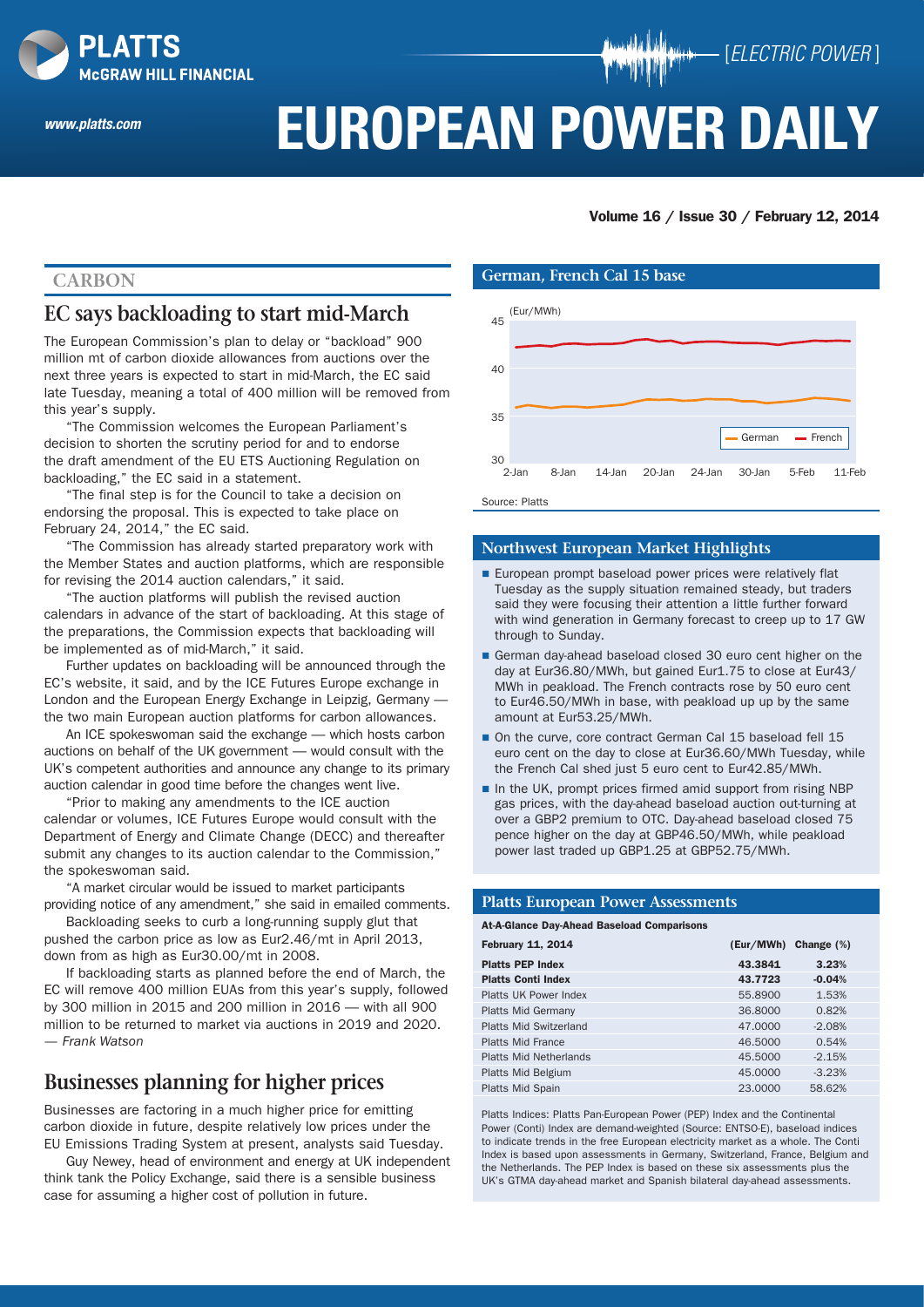# EUROPEAN POWER DAILY

[ELECTRIC POWER]

www.platts.com

Volume 16 / Issue 30 / February 12, 2014

## CARBON

## EC says backloading to start mid-March

The European Commission's plan to delay or "backload" 900 million mt of carbon dioxide allowances from auctions over the next three years is expected to start in mid-March, the EC said late Tuesday, meaning a total of 400 million will be removed from this year's supply.

"The Commission welcomes the European Parliament's decision to shorten the scrutiny period for and to endorse the draft amendment of the EU ETS Auctioning Regulation on backloading," the EC said in a statement.

"The final step is for the Council to take a decision on endorsing the proposal. This is expected to take place on February 24, 2014," the EC said.

"The Commission has already started preparatory work with the Member States and auction platforms, which are responsible for revising the 2014 auction calendars," it said.

"The auction platforms will publish the revised auction calendars in advance of the start of backloading. At this stage of the preparations, the Commission expects that backloading will be implemented as of mid-March," it said.

Further updates on backloading will be announced through the EC's website, it said, and by the ICE Futures Europe exchange in London and the European Energy Exchange in Leipzig, Germany — the two main European auction platforms for carbon allowances.

An ICE spokeswoman said the exchange — which hosts carbon auctions on behalf of the UK government — would consult with the UK's competent authorities and announce any change to its primary auction calendar in good time before the changes went live.

"Prior to making any amendments to the ICE auction calendar or volumes, ICE Futures Europe would consult with the Department of Energy and Climate Change (DECC) and thereafter submit any changes to its auction calendar to the Commission," the spokeswoman said.

"A market circular would be issued to market participants providing notice of any amendment," she said in emailed comments.

Backloading seeks to curb a long-running supply glut that pushed the carbon price as low as Eur2.46/mt in April 2013, down from as high as Eur30.00/mt in 2008.

If backloading starts as planned before the end of March, the EC will remove 400 million EUAs from this year's supply, followed by 300 million in 2015 and 200 million in 2016 — with all 900 million to be returned to market via auctions in 2019 and 2020.
*— Frank Watson*

## Businesses planning for higher prices

Businesses are factoring in a much higher price for emitting carbon dioxide in future, despite relatively low prices under the EU Emissions Trading System at present, analysts said Tuesday.

Guy Newey, head of environment and energy at UK independent think tank the Policy Exchange, said there is a sensible business case for assuming a higher cost of pollution in future.

### German, French Cal 15 base

(Eur/MWh)

Legend: German, French

Source: Platts

### Northwest European Market Highlights

- European prompt baseload power prices were relatively flat Tuesday as the supply situation remained steady, but traders said they were focusing their attention a little further forward with wind generation in Germany forecast to creep up to 17 GW through to Sunday.
- German day-ahead baseload closed 30 euro cent higher on the day at Eur36.80/MWh, but gained Eur1.75 to close at Eur43/MWh in peakload. The French contracts rose by 50 euro cent to Eur46.50/MWh in base, with peakload up by the same amount at Eur53.25/MWh.
- On the curve, core contract German Cal 15 baseload fell 15 euro cent on the day to close at Eur36.60/MWh Tuesday, while the French Cal shed just 5 euro cent to Eur42.85/MWh.
- In the UK, prompt prices firmed amid support from rising NBP gas prices, with the day-ahead baseload auction out-turning at over a GBP2 premium to OTC. Day-ahead baseload closed 75 pence higher on the day at GBP46.50/MWh, while peakload power last traded up GBP1.25 at GBP52.75/MWh.

### Platts European Power Assessments

**At-A-Glance Day-Ahead Baseload Comparisons**

| February 11, 2014 | (Eur/MWh) | Change (%) |
|---|---|---|
| **Platts PEP Index** | **43.3841** | **3.23%** |
| **Platts Conti Index** | **43.7723** | **-0.04%** |
| Platts UK Power Index | 55.8900 | 1.53% |
| Platts Mid Germany | 36.8000 | 0.82% |
| Platts Mid Switzerland | 47.0000 | -2.08% |
| Platts Mid France | 46.5000 | 0.54% |
| Platts Mid Netherlands | 45.5000 | -2.15% |
| Platts Mid Belgium | 45.0000 | -3.23% |
| Platts Mid Spain | 23.0000 | 58.62% |

Platts Indices: Platts Pan-European Power (PEP) Index and the Continental Power (Conti) Index are demand-weighted (Source: ENTSO-E), baseload indices to indicate trends in the free European electricity market as a whole. The Conti Index is based upon assessments in Germany, Switzerland, France, Belgium and the Netherlands. The PEP Index is based on these six assessments plus the UK's GTMA day-ahead market and Spanish bilateral day-ahead assessments.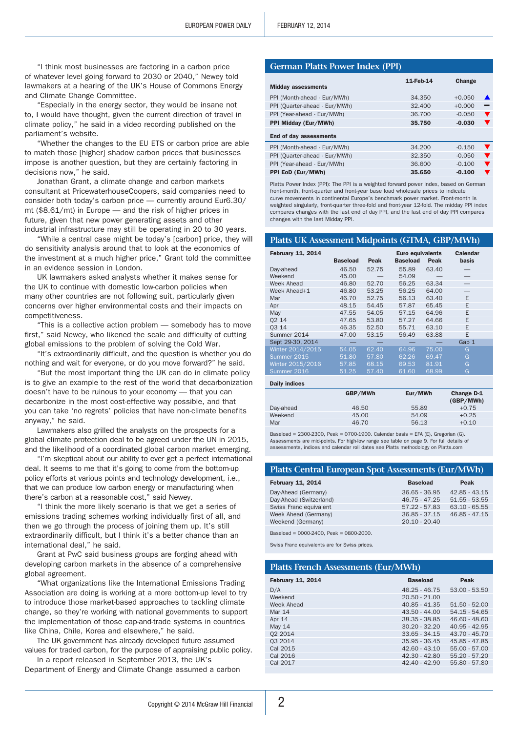"I think most businesses are factoring in a carbon price of whatever level going forward to 2030 or 2040," Newey told lawmakers at a hearing of the UK's House of Commons Energy and Climate Change Committee.

"Especially in the energy sector, they would be insane not to, I would have thought, given the current direction of travel in climate policy," he said in a video recording published on the parliament's website.

"Whether the changes to the EU ETS or carbon price are able to match those [higher] shadow carbon prices that businesses impose is another question, but they are certainly factoring in decisions now," he said.

Jonathan Grant, a climate change and carbon markets consultant at PricewaterhouseCoopers, said companies need to consider both today's carbon price — currently around Eur6.30/mt ($8.61/mt) in Europe — and the risk of higher prices in future, given that new power generating assets and other industrial infrastructure may still be operating in 20 to 30 years.

"While a central case might be today's [carbon] price, they will do sensitivity analysis around that to look at the economics of the investment at a much higher price," Grant told the committee in an evidence session in London.

UK lawmakers asked analysts whether it makes sense for the UK to continue with domestic low-carbon policies when many other countries are not following suit, particularly given concerns over higher environmental costs and their impacts on competitiveness.

"This is a collective action problem — somebody has to move first," said Newey, who likened the scale and difficulty of cutting global emissions to the problem of solving the Cold War.

"It's extraordinarily difficult, and the question is whether you do nothing and wait for everyone, or do you move forward?" he said.

"But the most important thing the UK can do in climate policy is to give an example to the rest of the world that decarbonization doesn't have to be ruinous to your economy — that you can decarbonize in the most cost-effective way possible, and that you can take 'no regrets' policies that have non-climate benefits anyway," he said.

Lawmakers also grilled the analysts on the prospects for a global climate protection deal to be agreed under the UN in 2015, and the likelihood of a coordinated global carbon market emerging.

"I'm skeptical about our ability to ever get a perfect international deal. It seems to me that it's going to come from the bottom-up policy efforts at various points and technology development, i.e., that we can produce low carbon energy or manufacturing when there's carbon at a reasonable cost," said Newey.

"I think the more likely scenario is that we get a series of emissions trading schemes working individually first of all, and then we go through the process of joining them up. It's still extraordinarily difficult, but I think it's a better chance than an international deal," he said.

Grant at PwC said business groups are forging ahead with developing carbon markets in the absence of a comprehensive global agreement.

"What organizations like the International Emissions Trading Association are doing is working at a more bottom-up level to try to introduce those market-based approaches to tackling climate change, so they're working with national governments to support the implementation of those cap-and-trade systems in countries like China, Chile, Korea and elsewhere," he said.

The UK government has already developed future assumed values for traded carbon, for the purpose of appraising public policy.

In a report released in September 2013, the UK's Department of Energy and Climate Change assumed a carbon

## German Platts Power Index (PPI)

| Midday assessments | 11-Feb-14 | Change | |
|---|---|---|---|
| PPI (Month-ahead - Eur/MWh) | 34.350 | +0.050 | ▲ |
| PPI (Quarter-ahead - Eur/MWh) | 32.400 | +0.000 | ▬ |
| PPI (Year-ahead - Eur/MWh) | 36.700 | -0.050 | ▼ |
| **PPI Midday (Eur/MWh)** | **35.750** | **-0.030** | ▼ |
| **End of day assessments** | | | |
| PPI (Month-ahead - Eur/MWh) | 34.200 | -0.150 | ▼ |
| PPI (Quarter-ahead - Eur/MWh) | 32.350 | -0.050 | ▼ |
| PPI (Year-ahead - Eur/MWh) | 36.600 | -0.100 | ▼ |
| **PPI EoD (Eur/MWh)** | **35.650** | **-0.100** | ▼ |

Platts Power Index (PPI): The PPI is a weighted forward power index, based on German front-month, front-quarter and front-year base load wholesale prices to indicate curve movements in continental Europe's benchmark power market. Front-month is weighted singularly, front-quarter three-fold and front-year 12-fold. The midday PPI index compares changes with the last end of day PPI, and the last end of day PPI compares changes with the last Midday PPI.

## Platts UK Assessment Midpoints (GTMA, GBP/MWh)

| February 11, 2014 | | | Euro equivalents | | Calendar |
|---|---|---|---|---|---|
| | Baseload | Peak | Baseload | Peak | basis |
| Day-ahead | 46.50 | 52.75 | 55.89 | 63.40 | — |
| Weekend | 45.00 | — | 54.09 | — | — |
| Week Ahead | 46.80 | 52.70 | 56.25 | 63.34 | — |
| Week Ahead+1 | 46.80 | 53.25 | 56.25 | 64.00 | — |
| Mar | 46.70 | 52.75 | 56.13 | 63.40 | E |
| Apr | 48.15 | 54.45 | 57.87 | 65.45 | E |
| May | 47.55 | 54.05 | 57.15 | 64.96 | E |
| Q2 14 | 47.65 | 53.80 | 57.27 | 64.66 | E |
| Q3 14 | 46.35 | 52.50 | 55.71 | 63.10 | E |
| Summer 2014 | 47.00 | 53.15 | 56.49 | 63.88 | E |
| Sept 29-30, 2014 | — | — | — | — | Gap 1 |
| Winter 2014/2015 | 54.05 | 62.40 | 64.96 | 75.00 | G |
| Summer 2015 | 51.80 | 57.80 | 62.26 | 69.47 | G |
| Winter 2015/2016 | 57.85 | 68.15 | 69.53 | 81.91 | G |
| Summer 2016 | 51.25 | 57.40 | 61.60 | 68.99 | G |

**Daily indices**

| | GBP/MWh | Eur/MWh | Change D-1 (GBP/MWh) |
|---|---|---|---|
| Day-ahead | 46.50 | 55.89 | +0.75 |
| Weekend | 45.00 | 54.09 | +0.25 |
| Mar | 46.70 | 56.13 | +0.10 |

Baseload = 2300-2300, Peak = 0700-1900. Calendar basis = EFA (E), Gregorian (G). Assessments are mid-points. For high-low range see table on page 9. For full details of assessments, indices and calendar roll dates see Platts methodology on Platts.com

## Platts Central European Spot Assessments (Eur/MWh)

| February 11, 2014 | Baseload | Peak |
|---|---|---|
| Day-Ahead (Germany) | 36.65 - 36.95 | 42.85 - 43.15 |
| Day-Ahead (Switzerland) | 46.75 - 47.25 | 51.55 - 53.55 |
| Swiss Franc equivalent | 57.22 - 57.83 | 63.10 - 65.55 |
| Week Ahead (Germany) | 36.85 - 37.15 | 46.85 - 47.15 |
| Weekend (Germany) | 20.10 - 20.40 | |

Baseload = 0000-2400, Peak = 0800-2000.

Swiss Franc equivalents are for Swiss prices.

## Platts French Assessments (Eur/MWh)

| February 11, 2014 | Baseload | Peak |
|---|---|---|
| D/A | 46.25 - 46.75 | 53.00 - 53.50 |
| Weekend | 20.50 - 21.00 | |
| Week Ahead | 40.85 - 41.35 | 51.50 - 52.00 |
| Mar 14 | 43.50 - 44.00 | 54.15 - 54.65 |
| Apr 14 | 38.35 - 38.85 | 46.60 - 48.60 |
| May 14 | 30.20 - 32.20 | 40.95 - 42.95 |
| Q2 2014 | 33.65 - 34.15 | 43.70 - 45.70 |
| Q3 2014 | 35.95 - 36.45 | 45.85 - 47.85 |
| Cal 2015 | 42.60 - 43.10 | 55.00 - 57.00 |
| Cal 2016 | 42.30 - 42.80 | 55.20 - 57.20 |
| Cal 2017 | 42.40 - 42.90 | 55.80 - 57.80 |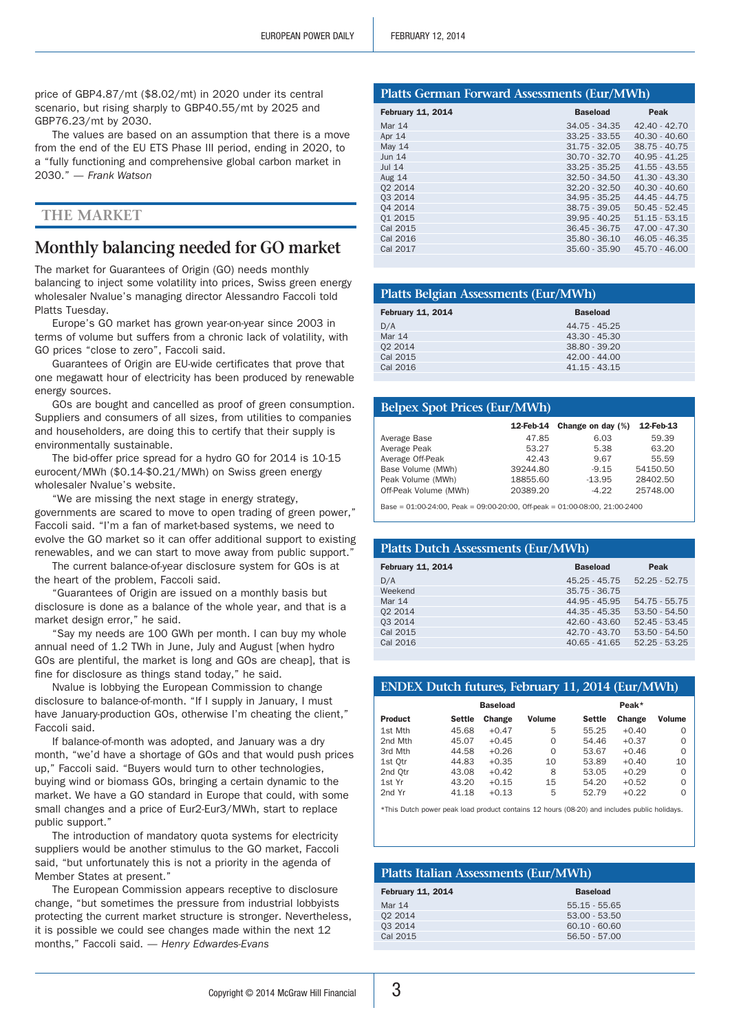price of GBP4.87/mt ($8.02/mt) in 2020 under its central scenario, but rising sharply to GBP40.55/mt by 2025 and GBP76.23/mt by 2030.

The values are based on an assumption that there is a move from the end of the EU ETS Phase III period, ending in 2020, to a "fully functioning and comprehensive global carbon market in 2030." — *Frank Watson*

## THE MARKET

# Monthly balancing needed for GO market

The market for Guarantees of Origin (GO) needs monthly balancing to inject some volatility into prices, Swiss green energy wholesaler Nvalue's managing director Alessandro Faccoli told Platts Tuesday.

Europe's GO market has grown year-on-year since 2003 in terms of volume but suffers from a chronic lack of volatility, with GO prices "close to zero", Faccoli said.

Guarantees of Origin are EU-wide certificates that prove that one megawatt hour of electricity has been produced by renewable energy sources.

GOs are bought and cancelled as proof of green consumption. Suppliers and consumers of all sizes, from utilities to companies and householders, are doing this to certify that their supply is environmentally sustainable.

The bid-offer price spread for a hydro GO for 2014 is 10-15 eurocent/MWh ($0.14-$0.21/MWh) on Swiss green energy wholesaler Nvalue's website.

"We are missing the next stage in energy strategy, governments are scared to move to open trading of green power," Faccoli said. "I'm a fan of market-based systems, we need to evolve the GO market so it can offer additional support to existing renewables, and we can start to move away from public support."

The current balance-of-year disclosure system for GOs is at the heart of the problem, Faccoli said.

"Guarantees of Origin are issued on a monthly basis but disclosure is done as a balance of the whole year, and that is a market design error," he said.

"Say my needs are 100 GWh per month. I can buy my whole annual need of 1.2 TWh in June, July and August [when hydro GOs are plentiful, the market is long and GOs are cheap], that is fine for disclosure as things stand today," he said.

Nvalue is lobbying the European Commission to change disclosure to balance-of-month. "If I supply in January, I must have January-production GOs, otherwise I'm cheating the client," Faccoli said.

If balance-of-month was adopted, and January was a dry month, "we'd have a shortage of GOs and that would push prices up," Faccoli said. "Buyers would turn to other technologies, buying wind or biomass GOs, bringing a certain dynamic to the market. We have a GO standard in Europe that could, with some small changes and a price of Eur2-Eur3/MWh, start to replace public support."

The introduction of mandatory quota systems for electricity suppliers would be another stimulus to the GO market, Faccoli said, "but unfortunately this is not a priority in the agenda of Member States at present."

The European Commission appears receptive to disclosure change, "but sometimes the pressure from industrial lobbyists protecting the current market structure is stronger. Nevertheless, it is possible we could see changes made within the next 12 months," Faccoli said. — *Henry Edwardes-Evans*

### Platts German Forward Assessments (Eur/MWh)

| February 11, 2014 | Baseload | Peak |
|---|---|---|
| Mar 14 | 34.05 - 34.35 | 42.40 - 42.70 |
| Apr 14 | 33.25 - 33.55 | 40.30 - 40.60 |
| May 14 | 31.75 - 32.05 | 38.75 - 40.75 |
| Jun 14 | 30.70 - 32.70 | 40.95 - 41.25 |
| Jul 14 | 33.25 - 35.25 | 41.55 - 43.55 |
| Aug 14 | 32.50 - 34.50 | 41.30 - 43.30 |
| Q2 2014 | 32.20 - 32.50 | 40.30 - 40.60 |
| Q3 2014 | 34.95 - 35.25 | 44.45 - 44.75 |
| Q4 2014 | 38.75 - 39.05 | 50.45 - 52.45 |
| Q1 2015 | 39.95 - 40.25 | 51.15 - 53.15 |
| Cal 2015 | 36.45 - 36.75 | 47.00 - 47.30 |
| Cal 2016 | 35.80 - 36.10 | 46.05 - 46.35 |
| Cal 2017 | 35.60 - 35.90 | 45.70 - 46.00 |

### Platts Belgian Assessments (Eur/MWh)

| February 11, 2014 | Baseload |
|---|---|
| D/A | 44.75 - 45.25 |
| Mar 14 | 43.30 - 45.30 |
| Q2 2014 | 38.80 - 39.20 |
| Cal 2015 | 42.00 - 44.00 |
| Cal 2016 | 41.15 - 43.15 |

### Belpex Spot Prices (Eur/MWh)

| | 12-Feb-14 | Change on day (%) | 12-Feb-13 |
|---|---|---|---|
| Average Base | 47.85 | 6.03 | 59.39 |
| Average Peak | 53.27 | 5.38 | 63.20 |
| Average Off-Peak | 42.43 | 9.67 | 55.59 |
| Base Volume (MWh) | 39244.80 | -9.15 | 54150.50 |
| Peak Volume (MWh) | 18855.60 | -13.95 | 28402.50 |
| Off-Peak Volume (MWh) | 20389.20 | -4.22 | 25748.00 |

Base = 01:00-24:00, Peak = 09:00-20:00, Off-peak = 01:00-08:00, 21:00-2400

### Platts Dutch Assessments (Eur/MWh)

| February 11, 2014 | Baseload | Peak |
|---|---|---|
| D/A | 45.25 - 45.75 | 52.25 - 52.75 |
| Weekend | 35.75 - 36.75 | |
| Mar 14 | 44.95 - 45.95 | 54.75 - 55.75 |
| Q2 2014 | 44.35 - 45.35 | 53.50 - 54.50 |
| Q3 2014 | 42.60 - 43.60 | 52.45 - 53.45 |
| Cal 2015 | 42.70 - 43.70 | 53.50 - 54.50 |
| Cal 2016 | 40.65 - 41.65 | 52.25 - 53.25 |

### ENDEX Dutch futures, February 11, 2014 (Eur/MWh)

| | Baseload | | | Peak* | | |
|---|---|---|---|---|---|---|
| Product | Settle | Change | Volume | Settle | Change | Volume |
| 1st Mth | 45.68 | +0.47 | 5 | 55.25 | +0.40 | 0 |
| 2nd Mth | 45.07 | +0.45 | 0 | 54.46 | +0.37 | 0 |
| 3rd Mth | 44.58 | +0.26 | 0 | 53.67 | +0.46 | 0 |
| 1st Qtr | 44.83 | +0.35 | 10 | 53.89 | +0.40 | 10 |
| 2nd Qtr | 43.08 | +0.42 | 8 | 53.05 | +0.29 | 0 |
| 1st Yr | 43.20 | +0.15 | 15 | 54.20 | +0.52 | 0 |
| 2nd Yr | 41.18 | +0.13 | 5 | 52.79 | +0.22 | 0 |

*This Dutch power peak load product contains 12 hours (08-20) and includes public holidays.

### Platts Italian Assessments (Eur/MWh)

| February 11, 2014 | Baseload |
|---|---|
| Mar 14 | 55.15 - 55.65 |
| Q2 2014 | 53.00 - 53.50 |
| Q3 2014 | 60.10 - 60.60 |
| Cal 2015 | 56.50 - 57.00 |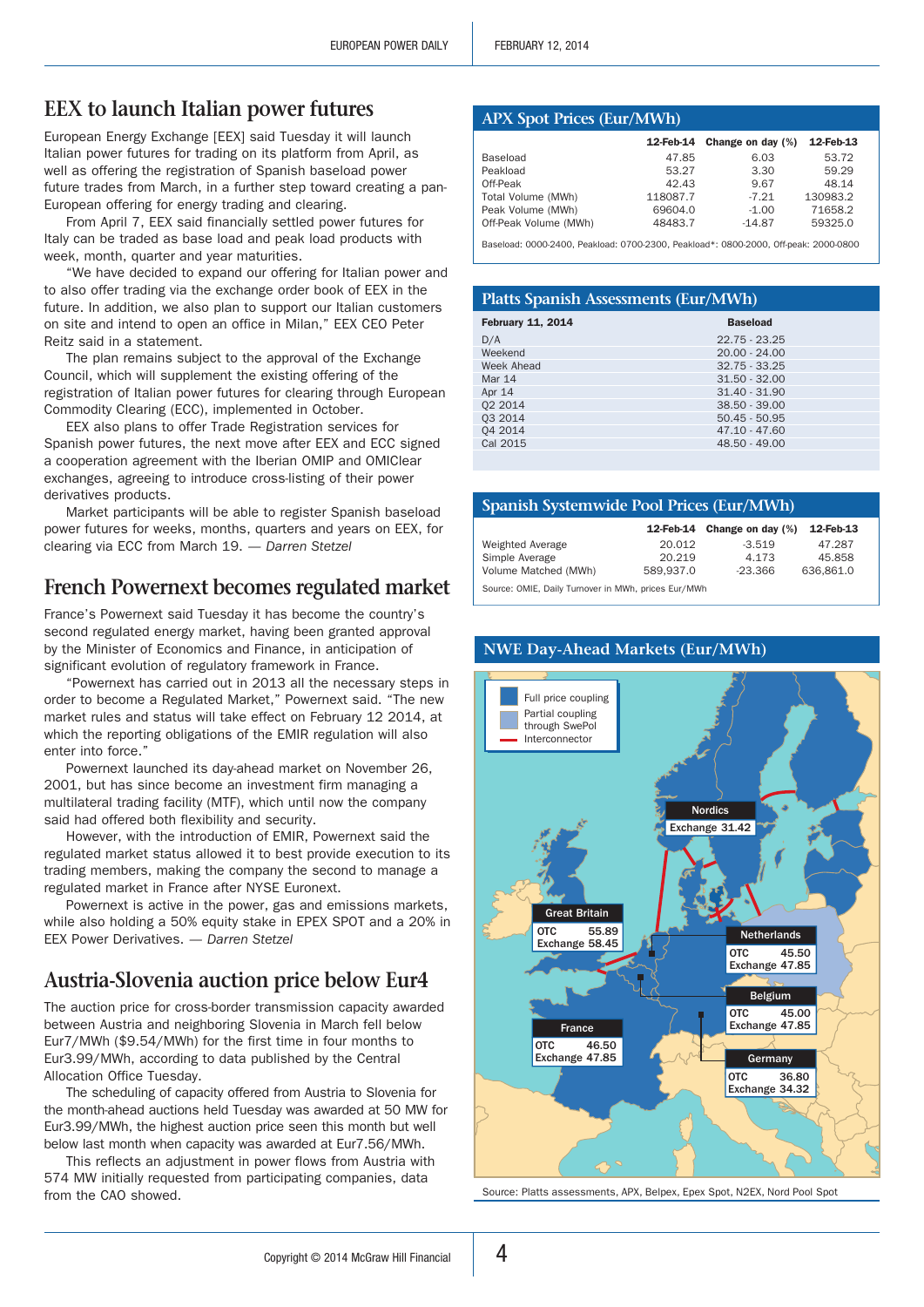# EEX to launch Italian power futures

European Energy Exchange [EEX] said Tuesday it will launch Italian power futures for trading on its platform from April, as well as offering the registration of Spanish baseload power future trades from March, in a further step toward creating a pan-European offering for energy trading and clearing.

From April 7, EEX said financially settled power futures for Italy can be traded as base load and peak load products with week, month, quarter and year maturities.

"We have decided to expand our offering for Italian power and to also offer trading via the exchange order book of EEX in the future. In addition, we also plan to support our Italian customers on site and intend to open an office in Milan," EEX CEO Peter Reitz said in a statement.

The plan remains subject to the approval of the Exchange Council, which will supplement the existing offering of the registration of Italian power futures for clearing through European Commodity Clearing (ECC), implemented in October.

EEX also plans to offer Trade Registration services for Spanish power futures, the next move after EEX and ECC signed a cooperation agreement with the Iberian OMIP and OMIClear exchanges, agreeing to introduce cross-listing of their power derivatives products.

Market participants will be able to register Spanish baseload power futures for weeks, months, quarters and years on EEX, for clearing via ECC from March 19. — *Darren Stetzel*

# French Powernext becomes regulated market

France's Powernext said Tuesday it has become the country's second regulated energy market, having been granted approval by the Minister of Economics and Finance, in anticipation of significant evolution of regulatory framework in France.

"Powernext has carried out in 2013 all the necessary steps in order to become a Regulated Market," Powernext said. "The new market rules and status will take effect on February 12 2014, at which the reporting obligations of the EMIR regulation will also enter into force."

Powernext launched its day-ahead market on November 26, 2001, but has since become an investment firm managing a multilateral trading facility (MTF), which until now the company said had offered both flexibility and security.

However, with the introduction of EMIR, Powernext said the regulated market status allowed it to best provide execution to its trading members, making the company the second to manage a regulated market in France after NYSE Euronext.

Powernext is active in the power, gas and emissions markets, while also holding a 50% equity stake in EPEX SPOT and a 20% in EEX Power Derivatives. — *Darren Stetzel*

# Austria-Slovenia auction price below Eur4

The auction price for cross-border transmission capacity awarded between Austria and neighboring Slovenia in March fell below Eur7/MWh ($9.54/MWh) for the first time in four months to Eur3.99/MWh, according to data published by the Central Allocation Office Tuesday.

The scheduling of capacity offered from Austria to Slovenia for the month-ahead auctions held Tuesday was awarded at 50 MW for Eur3.99/MWh, the highest auction price seen this month but well below last month when capacity was awarded at Eur7.56/MWh.

This reflects an adjustment in power flows from Austria with 574 MW initially requested from participating companies, data from the CAO showed.

## APX Spot Prices (Eur/MWh)

| | 12-Feb-14 | Change on day (%) | 12-Feb-13 |
|---|---|---|---|
| Baseload | 47.85 | 6.03 | 53.72 |
| Peakload | 53.27 | 3.30 | 59.29 |
| Off-Peak | 42.43 | 9.67 | 48.14 |
| Total Volume (MWh) | 118087.7 | -7.21 | 130983.2 |
| Peak Volume (MWh) | 69604.0 | -1.00 | 71658.2 |
| Off-Peak Volume (MWh) | 48483.7 | -14.87 | 59325.0 |

Baseload: 0000-2400, Peakload: 0700-2300, Peakload*: 0800-2000, Off-peak: 2000-0800

## Platts Spanish Assessments (Eur/MWh)

| February 11, 2014 | Baseload |
|---|---|
| D/A | 22.75 - 23.25 |
| Weekend | 20.00 - 24.00 |
| Week Ahead | 32.75 - 33.25 |
| Mar 14 | 31.50 - 32.00 |
| Apr 14 | 31.40 - 31.90 |
| Q2 2014 | 38.50 - 39.00 |
| Q3 2014 | 50.45 - 50.95 |
| Q4 2014 | 47.10 - 47.60 |
| Cal 2015 | 48.50 - 49.00 |

## Spanish Systemwide Pool Prices (Eur/MWh)

| | 12-Feb-14 | Change on day (%) | 12-Feb-13 |
|---|---|---|---|
| Weighted Average | 20.012 | -3.519 | 47.287 |
| Simple Average | 20.219 | 4.173 | 45.858 |
| Volume Matched (MWh) | 589,937.0 | -23.366 | 636,861.0 |

Source: OMIE, Daily Turnover in MWh, prices Eur/MWh

## NWE Day-Ahead Markets (Eur/MWh)

Full price coupling
Partial coupling through SwePol
Interconnector

| Market | OTC | Exchange |
|---|---|---|
| Nordics | | 31.42 |
| Great Britain | 55.89 | 58.45 |
| Netherlands | 45.50 | 47.85 |
| Belgium | 45.00 | 47.85 |
| France | 46.50 | 47.85 |
| Germany | 36.80 | 34.32 |

Source: Platts assessments, APX, Belpex, Epex Spot, N2EX, Nord Pool Spot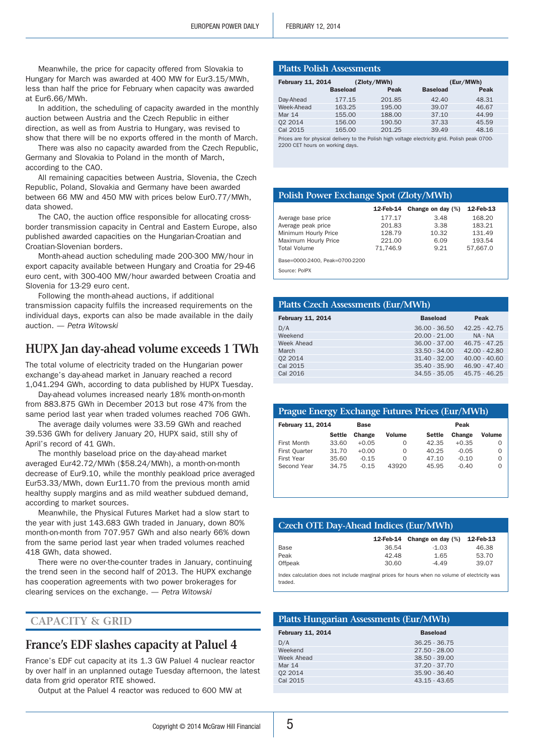Meanwhile, the price for capacity offered from Slovakia to Hungary for March was awarded at 400 MW for Eur3.15/MWh, less than half the price for February when capacity was awarded at Eur6.66/MWh.

In addition, the scheduling of capacity awarded in the monthly auction between Austria and the Czech Republic in either direction, as well as from Austria to Hungary, was revised to show that there will be no exports offered in the month of March.

There was also no capacity awarded from the Czech Republic, Germany and Slovakia to Poland in the month of March, according to the CAO.

All remaining capacities between Austria, Slovenia, the Czech Republic, Poland, Slovakia and Germany have been awarded between 66 MW and 450 MW with prices below Eur0.77/MWh, data showed.

The CAO, the auction office responsible for allocating cross-border transmission capacity in Central and Eastern Europe, also published awarded capacities on the Hungarian-Croatian and Croatian-Slovenian borders.

Month-ahead auction scheduling made 200-300 MW/hour in export capacity available between Hungary and Croatia for 29-46 euro cent, with 300-400 MW/hour awarded between Croatia and Slovenia for 13-29 euro cent.

Following the month-ahead auctions, if additional transmission capacity fulfils the increased requirements on the individual days, exports can also be made available in the daily auction. — *Petra Witowski*

## HUPX Jan day-ahead volume exceeds 1 TWh

The total volume of electricity traded on the Hungarian power exchange's day-ahead market in January reached a record 1,041.294 GWh, according to data published by HUPX Tuesday.

Day-ahead volumes increased nearly 18% month-on-month from 883.875 GWh in December 2013 but rose 47% from the same period last year when traded volumes reached 706 GWh.

The average daily volumes were 33.59 GWh and reached 39.536 GWh for delivery January 20, HUPX said, still shy of April's record of 41 GWh.

The monthly baseload price on the day-ahead market averaged Eur42.72/MWh ($58.24/MWh), a month-on-month decrease of Eur9.10, while the monthly peakload price averaged Eur53.33/MWh, down Eur11.70 from the previous month amid healthy supply margins and as mild weather subdued demand, according to market sources.

Meanwhile, the Physical Futures Market had a slow start to the year with just 143.683 GWh traded in January, down 80% month-on-month from 707.957 GWh and also nearly 66% down from the same period last year when traded volumes reached 418 GWh, data showed.

There were no over-the-counter trades in January, continuing the trend seen in the second half of 2013. The HUPX exchange has cooperation agreements with two power brokerages for clearing services on the exchange. — *Petra Witowski*

## CAPACITY & GRID

## France's EDF slashes capacity at Paluel 4

France's EDF cut capacity at its 1.3 GW Paluel 4 nuclear reactor by over half in an unplanned outage Tuesday afternoon, the latest data from grid operator RTE showed.

Output at the Paluel 4 reactor was reduced to 600 MW at

### Platts Polish Assessments

| February 11, 2014 | (Zloty/MWh) | | (Eur/MWh) | |
|---|---|---|---|---|
| | Baseload | Peak | Baseload | Peak |
| Day-Ahead | 177.15 | 201.85 | 42.40 | 48.31 |
| Week-Ahead | 163.25 | 195.00 | 39.07 | 46.67 |
| Mar 14 | 155.00 | 188.00 | 37.10 | 44.99 |
| Q2 2014 | 156.00 | 190.50 | 37.33 | 45.59 |
| Cal 2015 | 165.00 | 201.25 | 39.49 | 48.16 |

Prices are for physical delivery to the Polish high voltage electricity grid. Polish peak 0700-2200 CET hours on working days.

### Polish Power Exchange Spot (Zloty/MWh)

| | 12-Feb-14 | Change on day (%) | 12-Feb-13 |
|---|---|---|---|
| Average base price | 177.17 | 3.48 | 168.20 |
| Average peak price | 201.83 | 3.38 | 183.21 |
| Minimum Hourly Price | 128.79 | 10.32 | 131.49 |
| Maximum Hourly Price | 221.00 | 6.09 | 193.54 |
| Total Volume | 71,746.9 | 9.21 | 57,667.0 |

Base=0000-2400, Peak=0700-2200

Source: PolPX

### Platts Czech Assessments (Eur/MWh)

| February 11, 2014 | Baseload | Peak |
|---|---|---|
| D/A | 36.00 - 36.50 | 42.25 - 42.75 |
| Weekend | 20.00 - 21.00 | NA - NA |
| Week Ahead | 36.00 - 37.00 | 46.75 - 47.25 |
| March | 33.50 - 34.00 | 42.00 - 42.80 |
| Q2 2014 | 31.40 - 32.00 | 40.00 - 40.60 |
| Cal 2015 | 35.40 - 35.90 | 46.90 - 47.40 |
| Cal 2016 | 34.55 - 35.05 | 45.75 - 46.25 |

### Prague Energy Exchange Futures Prices (Eur/MWh)

| February 11, 2014 | Base | | | Peak | | |
|---|---|---|---|---|---|---|
| | Settle | Change | Volume | Settle | Change | Volume |
| First Month | 33.60 | +0.05 | 0 | 42.35 | +0.35 | 0 |
| First Quarter | 31.70 | +0.00 | 0 | 40.25 | -0.05 | 0 |
| First Year | 35.60 | -0.15 | 0 | 47.10 | -0.10 | 0 |
| Second Year | 34.75 | -0.15 | 43920 | 45.95 | -0.40 | 0 |

### Czech OTE Day-Ahead Indices (Eur/MWh)

| | 12-Feb-14 | Change on day (%) | 12-Feb-13 |
|---|---|---|---|
| Base | 36.54 | -1.03 | 46.38 |
| Peak | 42.48 | 1.65 | 53.70 |
| Offpeak | 30.60 | -4.49 | 39.07 |

Index calculation does not include marginal prices for hours when no volume of electricity was traded.

### Platts Hungarian Assessments (Eur/MWh)

| February 11, 2014 | Baseload |
|---|---|
| D/A | 36.25 - 36.75 |
| Weekend | 27.50 - 28.00 |
| Week Ahead | 38.50 - 39.00 |
| Mar 14 | 37.20 - 37.70 |
| Q2 2014 | 35.90 - 36.40 |
| Cal 2015 | 43.15 - 43.65 |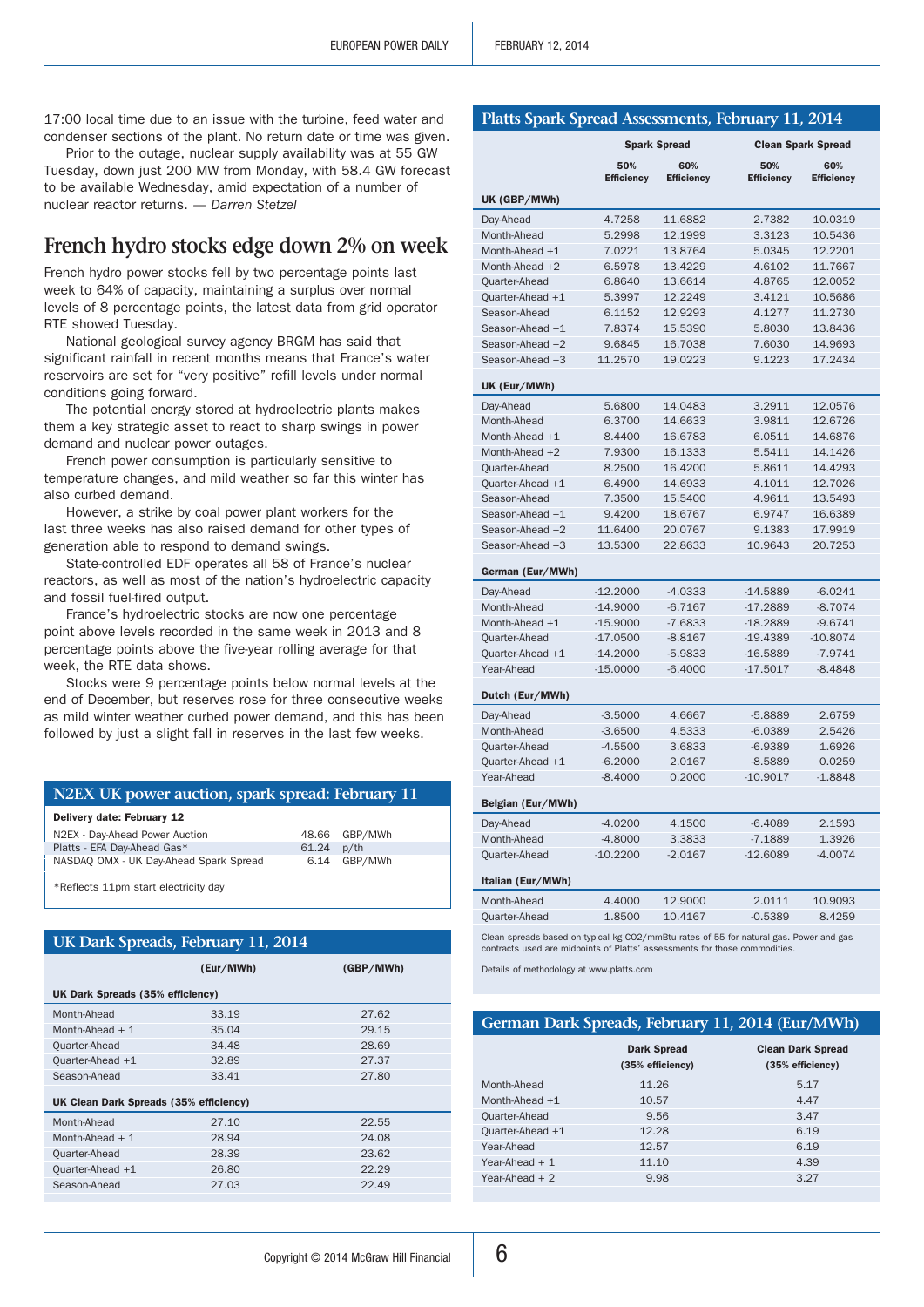17:00 local time due to an issue with the turbine, feed water and condenser sections of the plant. No return date or time was given.

Prior to the outage, nuclear supply availability was at 55 GW Tuesday, down just 200 MW from Monday, with 58.4 GW forecast to be available Wednesday, amid expectation of a number of nuclear reactor returns. — *Darren Stetzel*

## French hydro stocks edge down 2% on week

French hydro power stocks fell by two percentage points last week to 64% of capacity, maintaining a surplus over normal levels of 8 percentage points, the latest data from grid operator RTE showed Tuesday.

National geological survey agency BRGM has said that significant rainfall in recent months means that France's water reservoirs are set for "very positive" refill levels under normal conditions going forward.

The potential energy stored at hydroelectric plants makes them a key strategic asset to react to sharp swings in power demand and nuclear power outages.

French power consumption is particularly sensitive to temperature changes, and mild weather so far this winter has also curbed demand.

However, a strike by coal power plant workers for the last three weeks has also raised demand for other types of generation able to respond to demand swings.

State-controlled EDF operates all 58 of France's nuclear reactors, as well as most of the nation's hydroelectric capacity and fossil fuel-fired output.

France's hydroelectric stocks are now one percentage point above levels recorded in the same week in 2013 and 8 percentage points above the five-year rolling average for that week, the RTE data shows.

Stocks were 9 percentage points below normal levels at the end of December, but reserves rose for three consecutive weeks as mild winter weather curbed power demand, and this has been followed by just a slight fall in reserves in the last few weeks.

### N2EX UK power auction, spark spread: February 11

**Delivery date: February 12**

| | | |
|---|---|---|
| N2EX - Day-Ahead Power Auction | 48.66 | GBP/MWh |
| Platts - EFA Day-Ahead Gas* | 61.24 | p/th |
| NASDAQ OMX - UK Day-Ahead Spark Spread | 6.14 | GBP/MWh |

*Reflects 11pm start electricity day

### UK Dark Spreads, February 11, 2014

| | (Eur/MWh) | (GBP/MWh) |
|---|---|---|
| **UK Dark Spreads (35% efficiency)** | | |
| Month-Ahead | 33.19 | 27.62 |
| Month-Ahead + 1 | 35.04 | 29.15 |
| Quarter-Ahead | 34.48 | 28.69 |
| Quarter-Ahead +1 | 32.89 | 27.37 |
| Season-Ahead | 33.41 | 27.80 |
| **UK Clean Dark Spreads (35% efficiency)** | | |
| Month-Ahead | 27.10 | 22.55 |
| Month-Ahead + 1 | 28.94 | 24.08 |
| Quarter-Ahead | 28.39 | 23.62 |
| Quarter-Ahead +1 | 26.80 | 22.29 |
| Season-Ahead | 27.03 | 22.49 |

### Platts Spark Spread Assessments, February 11, 2014

| | Spark Spread | | Clean Spark Spread | |
|---|---|---|---|---|
| | 50% Efficiency | 60% Efficiency | 50% Efficiency | 60% Efficiency |
| **UK (GBP/MWh)** | | | | |
| Day-Ahead | 4.7258 | 11.6882 | 2.7382 | 10.0319 |
| Month-Ahead | 5.2998 | 12.1999 | 3.3123 | 10.5436 |
| Month-Ahead +1 | 7.0221 | 13.8764 | 5.0345 | 12.2201 |
| Month-Ahead +2 | 6.5978 | 13.4229 | 4.6102 | 11.7667 |
| Quarter-Ahead | 6.8640 | 13.6614 | 4.8765 | 12.0052 |
| Quarter-Ahead +1 | 5.3997 | 12.2249 | 3.4121 | 10.5686 |
| Season-Ahead | 6.1152 | 12.9293 | 4.1277 | 11.2730 |
| Season-Ahead +1 | 7.8374 | 15.5390 | 5.8030 | 13.8436 |
| Season-Ahead +2 | 9.6845 | 16.7038 | 7.6030 | 14.9693 |
| Season-Ahead +3 | 11.2570 | 19.0223 | 9.1223 | 17.2434 |
| **UK (Eur/MWh)** | | | | |
| Day-Ahead | 5.6800 | 14.0483 | 3.2911 | 12.0576 |
| Month-Ahead | 6.3700 | 14.6633 | 3.9811 | 12.6726 |
| Month-Ahead +1 | 8.4400 | 16.6783 | 6.0511 | 14.6876 |
| Month-Ahead +2 | 7.9300 | 16.1333 | 5.5411 | 14.1426 |
| Quarter-Ahead | 8.2500 | 16.4200 | 5.8611 | 14.4293 |
| Quarter-Ahead +1 | 6.4900 | 14.6933 | 4.1011 | 12.7026 |
| Season-Ahead | 7.3500 | 15.5400 | 4.9611 | 13.5493 |
| Season-Ahead +1 | 9.4200 | 18.6767 | 6.9747 | 16.6389 |
| Season-Ahead +2 | 11.6400 | 20.0767 | 9.1383 | 17.9919 |
| Season-Ahead +3 | 13.5300 | 22.8633 | 10.9643 | 20.7253 |
| **German (Eur/MWh)** | | | | |
| Day-Ahead | -12.2000 | -4.0333 | -14.5889 | -6.0241 |
| Month-Ahead | -14.9000 | -6.7167 | -17.2889 | -8.7074 |
| Month-Ahead +1 | -15.9000 | -7.6833 | -18.2889 | -9.6741 |
| Quarter-Ahead | -17.0500 | -8.8167 | -19.4389 | -10.8074 |
| Quarter-Ahead +1 | -14.2000 | -5.9833 | -16.5889 | -7.9741 |
| Year-Ahead | -15.0000 | -6.4000 | -17.5017 | -8.4848 |
| **Dutch (Eur/MWh)** | | | | |
| Day-Ahead | -3.5000 | 4.6667 | -5.8889 | 2.6759 |
| Month-Ahead | -3.6500 | 4.5333 | -6.0389 | 2.5426 |
| Quarter-Ahead | -4.5500 | 3.6833 | -6.9389 | 1.6926 |
| Quarter-Ahead +1 | -6.2000 | 2.0167 | -8.5889 | 0.0259 |
| Year-Ahead | -8.4000 | 0.2000 | -10.9017 | -1.8848 |
| **Belgian (Eur/MWh)** | | | | |
| Day-Ahead | -4.0200 | 4.1500 | -6.4089 | 2.1593 |
| Month-Ahead | -4.8000 | 3.3833 | -7.1889 | 1.3926 |
| Quarter-Ahead | -10.2200 | -2.0167 | -12.6089 | -4.0074 |
| **Italian (Eur/MWh)** | | | | |
| Month-Ahead | 4.4000 | 12.9000 | 2.0111 | 10.9093 |
| Quarter-Ahead | 1.8500 | 10.4167 | -0.5389 | 8.4259 |

Clean spreads based on typical kg CO2/mmBtu rates of 55 for natural gas. Power and gas contracts used are midpoints of Platts' assessments for those commodities.

Details of methodology at www.platts.com

### German Dark Spreads, February 11, 2014 (Eur/MWh)

| | Dark Spread (35% efficiency) | Clean Dark Spread (35% efficiency) |
|---|---|---|
| Month-Ahead | 11.26 | 5.17 |
| Month-Ahead +1 | 10.57 | 4.47 |
| Quarter-Ahead | 9.56 | 3.47 |
| Quarter-Ahead +1 | 12.28 | 6.19 |
| Year-Ahead | 12.57 | 6.19 |
| Year-Ahead + 1 | 11.10 | 4.39 |
| Year-Ahead + 2 | 9.98 | 3.27 |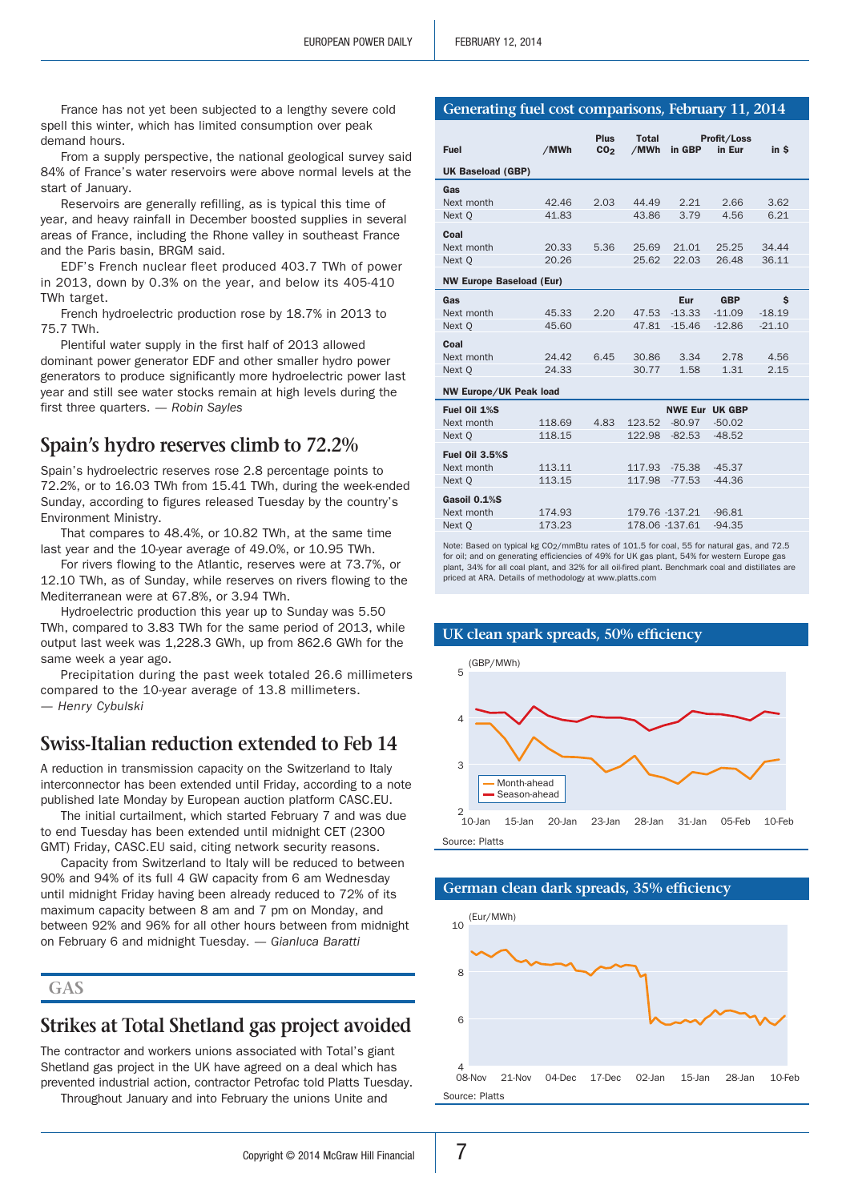France has not yet been subjected to a lengthy severe cold spell this winter, which has limited consumption over peak demand hours.

From a supply perspective, the national geological survey said 84% of France's water reservoirs were above normal levels at the start of January.

Reservoirs are generally refilling, as is typical this time of year, and heavy rainfall in December boosted supplies in several areas of France, including the Rhone valley in southeast France and the Paris basin, BRGM said.

EDF's French nuclear fleet produced 403.7 TWh of power in 2013, down by 0.3% on the year, and below its 405-410 TWh target.

French hydroelectric production rose by 18.7% in 2013 to 75.7 TWh.

Plentiful water supply in the first half of 2013 allowed dominant power generator EDF and other smaller hydro power generators to produce significantly more hydroelectric power last year and still see water stocks remain at high levels during the first three quarters. — *Robin Sayles*

## Spain's hydro reserves climb to 72.2%

Spain's hydroelectric reserves rose 2.8 percentage points to 72.2%, or to 16.03 TWh from 15.41 TWh, during the week-ended Sunday, according to figures released Tuesday by the country's Environment Ministry.

That compares to 48.4%, or 10.82 TWh, at the same time last year and the 10-year average of 49.0%, or 10.95 TWh.

For rivers flowing to the Atlantic, reserves were at 73.7%, or 12.10 TWh, as of Sunday, while reserves on rivers flowing to the Mediterranean were at 67.8%, or 3.94 TWh.

Hydroelectric production this year up to Sunday was 5.50 TWh, compared to 3.83 TWh for the same period of 2013, while output last week was 1,228.3 GWh, up from 862.6 GWh for the same week a year ago.

Precipitation during the past week totaled 26.6 millimeters compared to the 10-year average of 13.8 millimeters.
— *Henry Cybulski*

## Swiss-Italian reduction extended to Feb 14

A reduction in transmission capacity on the Switzerland to Italy interconnector has been extended until Friday, according to a note published late Monday by European auction platform CASC.EU.

The initial curtailment, which started February 7 and was due to end Tuesday has been extended until midnight CET (2300 GMT) Friday, CASC.EU said, citing network security reasons.

Capacity from Switzerland to Italy will be reduced to between 90% and 94% of its full 4 GW capacity from 6 am Wednesday until midnight Friday having been already reduced to 72% of its maximum capacity between 8 am and 7 pm on Monday, and between 92% and 96% for all other hours between from midnight on February 6 and midnight Tuesday. — *Gianluca Baratti*

# GAS

## Strikes at Total Shetland gas project avoided

The contractor and workers unions associated with Total's giant Shetland gas project in the UK have agreed on a deal which has prevented industrial action, contractor Petrofac told Platts Tuesday.

Throughout January and into February the unions Unite and

### Generating fuel cost comparisons, February 11, 2014

| Fuel | /MWh | Plus $CO_2$ | Total /MWh | Profit/Loss in GBP | in Eur | in $ |
|---|---|---|---|---|---|---|
| **UK Baseload (GBP)** | | | | | | |
| **Gas** | | | | | | |
| Next month | 42.46 | 2.03 | 44.49 | 2.21 | 2.66 | 3.62 |
| Next Q | 41.83 | | 43.86 | 3.79 | 4.56 | 6.21 |
| **Coal** | | | | | | |
| Next month | 20.33 | 5.36 | 25.69 | 21.01 | 25.25 | 34.44 |
| Next Q | 20.26 | | 25.62 | 22.03 | 26.48 | 36.11 |
| **NW Europe Baseload (Eur)** | | | | | | |
| **Gas** | | | | **Eur** | **GBP** | **$** |
| Next month | 45.33 | 2.20 | 47.53 | -13.33 | -11.09 | -18.19 |
| Next Q | 45.60 | | 47.81 | -15.46 | -12.86 | -21.10 |
| **Coal** | | | | | | |
| Next month | 24.42 | 6.45 | 30.86 | 3.34 | 2.78 | 4.56 |
| Next Q | 24.33 | | 30.77 | 1.58 | 1.31 | 2.15 |
| **NW Europe/UK Peak load** | | | | | | |
| **Fuel Oil 1%S** | | | | **NWE Eur** | **UK GBP** | |
| Next month | 118.69 | 4.83 | 123.52 | -80.97 | -50.02 | |
| Next Q | 118.15 | | 122.98 | -82.53 | -48.52 | |
| **Fuel Oil 3.5%S** | | | | | | |
| Next month | 113.11 | | 117.93 | -75.38 | -45.37 | |
| Next Q | 113.15 | | 117.98 | -77.53 | -44.36 | |
| **Gasoil 0.1%S** | | | | | | |
| Next month | 174.93 | | 179.76 | -137.21 | -96.81 | |
| Next Q | 173.23 | | 178.06 | -137.61 | -94.35 | |

Note: Based on typical kg $CO_2$/mmBtu rates of 101.5 for coal, 55 for natural gas, and 72.5 for oil; and on generating efficiencies of 49% for UK gas plant, 54% for western Europe gas plant, 34% for all coal plant, and 32% for all oil-fired plant. Benchmark coal and distillates are priced at ARA. Details of methodology at www.platts.com

### UK clean spark spreads, 50% efficiency

Source: Platts

### German clean dark spreads, 35% efficiency

Source: Platts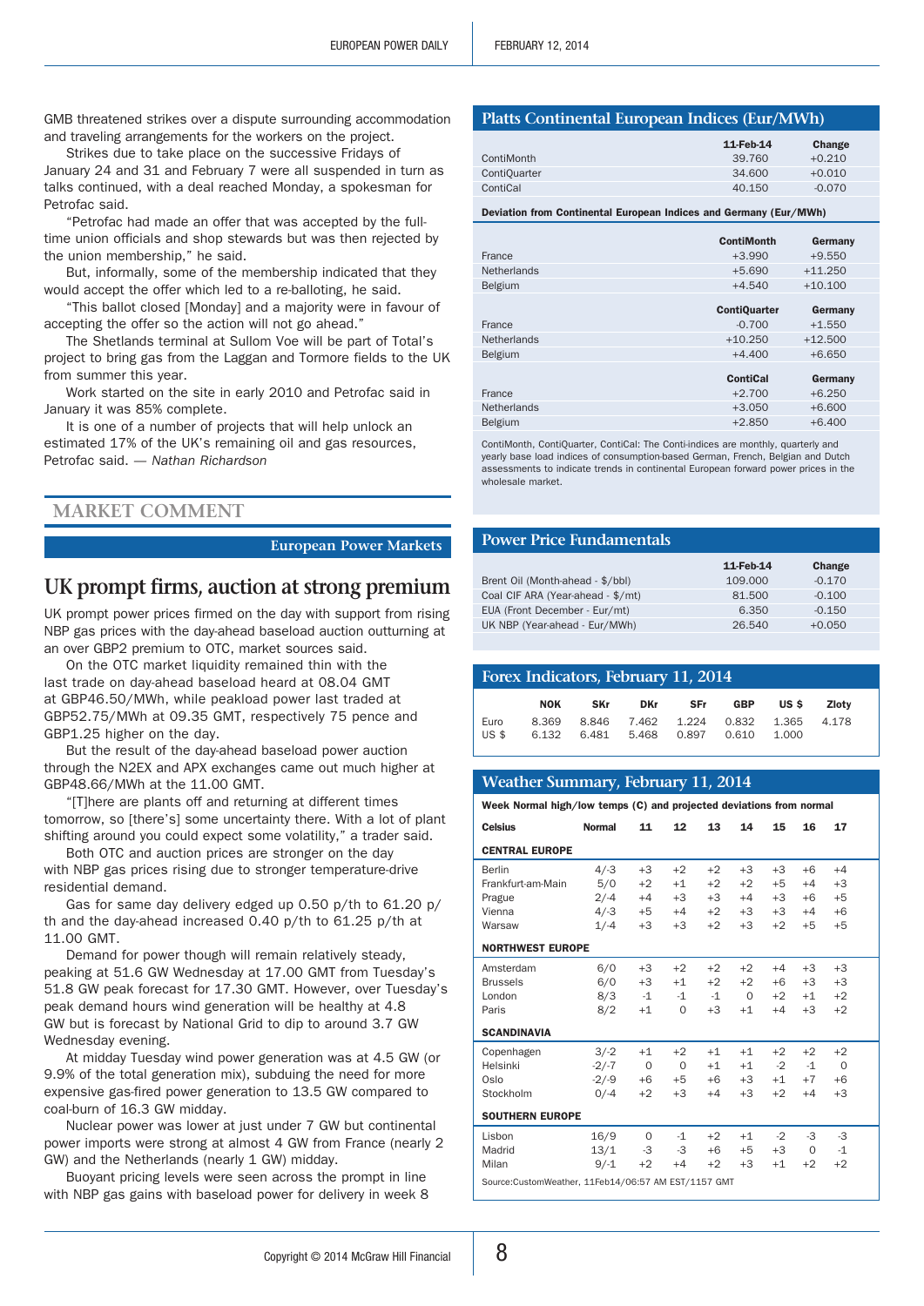GMB threatened strikes over a dispute surrounding accommodation and traveling arrangements for the workers on the project.

Strikes due to take place on the successive Fridays of January 24 and 31 and February 7 were all suspended in turn as talks continued, with a deal reached Monday, a spokesman for Petrofac said.

"Petrofac had made an offer that was accepted by the full-time union officials and shop stewards but was then rejected by the union membership," he said.

But, informally, some of the membership indicated that they would accept the offer which led to a re-balloting, he said.

"This ballot closed [Monday] and a majority were in favour of accepting the offer so the action will not go ahead."

The Shetlands terminal at Sullom Voe will be part of Total's project to bring gas from the Laggan and Tormore fields to the UK from summer this year.

Work started on the site in early 2010 and Petrofac said in January it was 85% complete.

It is one of a number of projects that will help unlock an estimated 17% of the UK's remaining oil and gas resources, Petrofac said. — *Nathan Richardson*

## MARKET COMMENT

**European Power Markets**

## UK prompt firms, auction at strong premium

UK prompt power prices firmed on the day with support from rising NBP gas prices with the day-ahead baseload auction outturning at an over GBP2 premium to OTC, market sources said.

On the OTC market liquidity remained thin with the last trade on day-ahead baseload heard at 08.04 GMT at GBP46.50/MWh, while peakload power last traded at GBP52.75/MWh at 09.35 GMT, respectively 75 pence and GBP1.25 higher on the day.

But the result of the day-ahead baseload power auction through the N2EX and APX exchanges came out much higher at GBP48.66/MWh at the 11.00 GMT.

"[T]here are plants off and returning at different times tomorrow, so [there's] some uncertainty there. With a lot of plant shifting around you could expect some volatility," a trader said.

Both OTC and auction prices are stronger on the day with NBP gas prices rising due to stronger temperature-drive residential demand.

Gas for same day delivery edged up 0.50 p/th to 61.20 p/th and the day-ahead increased 0.40 p/th to 61.25 p/th at 11.00 GMT.

Demand for power though will remain relatively steady, peaking at 51.6 GW Wednesday at 17.00 GMT from Tuesday's 51.8 GW peak forecast for 17.30 GMT. However, over Tuesday's peak demand hours wind generation will be healthy at 4.8 GW but is forecast by National Grid to dip to around 3.7 GW Wednesday evening.

At midday Tuesday wind power generation was at 4.5 GW (or 9.9% of the total generation mix), subduing the need for more expensive gas-fired power generation to 13.5 GW compared to coal-burn of 16.3 GW midday.

Nuclear power was lower at just under 7 GW but continental power imports were strong at almost 4 GW from France (nearly 2 GW) and the Netherlands (nearly 1 GW) midday.

Buoyant pricing levels were seen across the prompt in line with NBP gas gains with baseload power for delivery in week 8

### Platts Continental European Indices (Eur/MWh)

| | 11-Feb-14 | Change |
|---|---|---|
| ContiMonth | 39.760 | +0.210 |
| ContiQuarter | 34.600 | +0.010 |
| ContiCal | 40.150 | -0.070 |

**Deviation from Continental European Indices and Germany (Eur/MWh)**

| | ContiMonth | Germany |
|---|---|---|
| France | +3.990 | +9.550 |
| Netherlands | +5.690 | +11.250 |
| Belgium | +4.540 | +10.100 |
| | **ContiQuarter** | **Germany** |
| France | -0.700 | +1.550 |
| Netherlands | +10.250 | +12.500 |
| Belgium | +4.400 | +6.650 |
| | **ContiCal** | **Germany** |
| France | +2.700 | +6.250 |
| Netherlands | +3.050 | +6.600 |
| Belgium | +2.850 | +6.400 |

ContiMonth, ContiQuarter, ContiCal: The Conti-indices are monthly, quarterly and yearly base load indices of consumption-based German, French, Belgian and Dutch assessments to indicate trends in continental European forward power prices in the wholesale market.

### Power Price Fundamentals

| | 11-Feb-14 | Change |
|---|---|---|
| Brent Oil (Month-ahead - $/bbl) | 109.000 | -0.170 |
| Coal CIF ARA (Year-ahead - $/mt) | 81.500 | -0.100 |
| EUA (Front December - Eur/mt) | 6.350 | -0.150 |
| UK NBP (Year-ahead - Eur/MWh) | 26.540 | +0.050 |

### Forex Indicators, February 11, 2014

| | NOK | SKr | DKr | SFr | GBP | US $ | Zloty |
|---|---|---|---|---|---|---|---|
| Euro | 8.369 | 8.846 | 7.462 | 1.224 | 0.832 | 1.365 | 4.178 |
| US $ | 6.132 | 6.481 | 5.468 | 0.897 | 0.610 | 1.000 | |

### Weather Summary, February 11, 2014

**Week Normal high/low temps (C) and projected deviations from normal**

| Celsius | Normal | 11 | 12 | 13 | 14 | 15 | 16 | 17 |
|---|---|---|---|---|---|---|---|---|
| **CENTRAL EUROPE** | | | | | | | | |
| Berlin | 4/-3 | +3 | +2 | +2 | +3 | +3 | +6 | +4 |
| Frankfurt-am-Main | 5/0 | +2 | +1 | +2 | +2 | +5 | +4 | +3 |
| Prague | 2/-4 | +4 | +3 | +3 | +4 | +3 | +6 | +5 |
| Vienna | 4/-3 | +5 | +4 | +2 | +3 | +3 | +4 | +6 |
| Warsaw | 1/-4 | +3 | +3 | +2 | +3 | +2 | +5 | +5 |
| **NORTHWEST EUROPE** | | | | | | | | |
| Amsterdam | 6/0 | +3 | +2 | +2 | +2 | +4 | +3 | +3 |
| Brussels | 6/0 | +3 | +1 | +2 | +2 | +6 | +3 | +3 |
| London | 8/3 | -1 | -1 | -1 | 0 | +2 | +1 | +2 |
| Paris | 8/2 | +1 | 0 | +3 | +1 | +4 | +3 | +2 |
| **SCANDINAVIA** | | | | | | | | |
| Copenhagen | 3/-2 | +1 | +2 | +1 | +1 | +2 | +2 | +2 |
| Helsinki | -2/-7 | 0 | 0 | +1 | +1 | -2 | -1 | 0 |
| Oslo | -2/-9 | +6 | +5 | +6 | +3 | +1 | +7 | +6 |
| Stockholm | 0/-4 | +2 | +3 | +4 | +3 | +2 | +4 | +3 |
| **SOUTHERN EUROPE** | | | | | | | | |
| Lisbon | 16/9 | 0 | -1 | +2 | +1 | -2 | -3 | -3 |
| Madrid | 13/1 | -3 | -3 | +6 | +5 | +3 | 0 | -1 |
| Milan | 9/-1 | +2 | +4 | +2 | +3 | +1 | +2 | +2 |

Source:CustomWeather, 11Feb14/06:57 AM EST/1157 GMT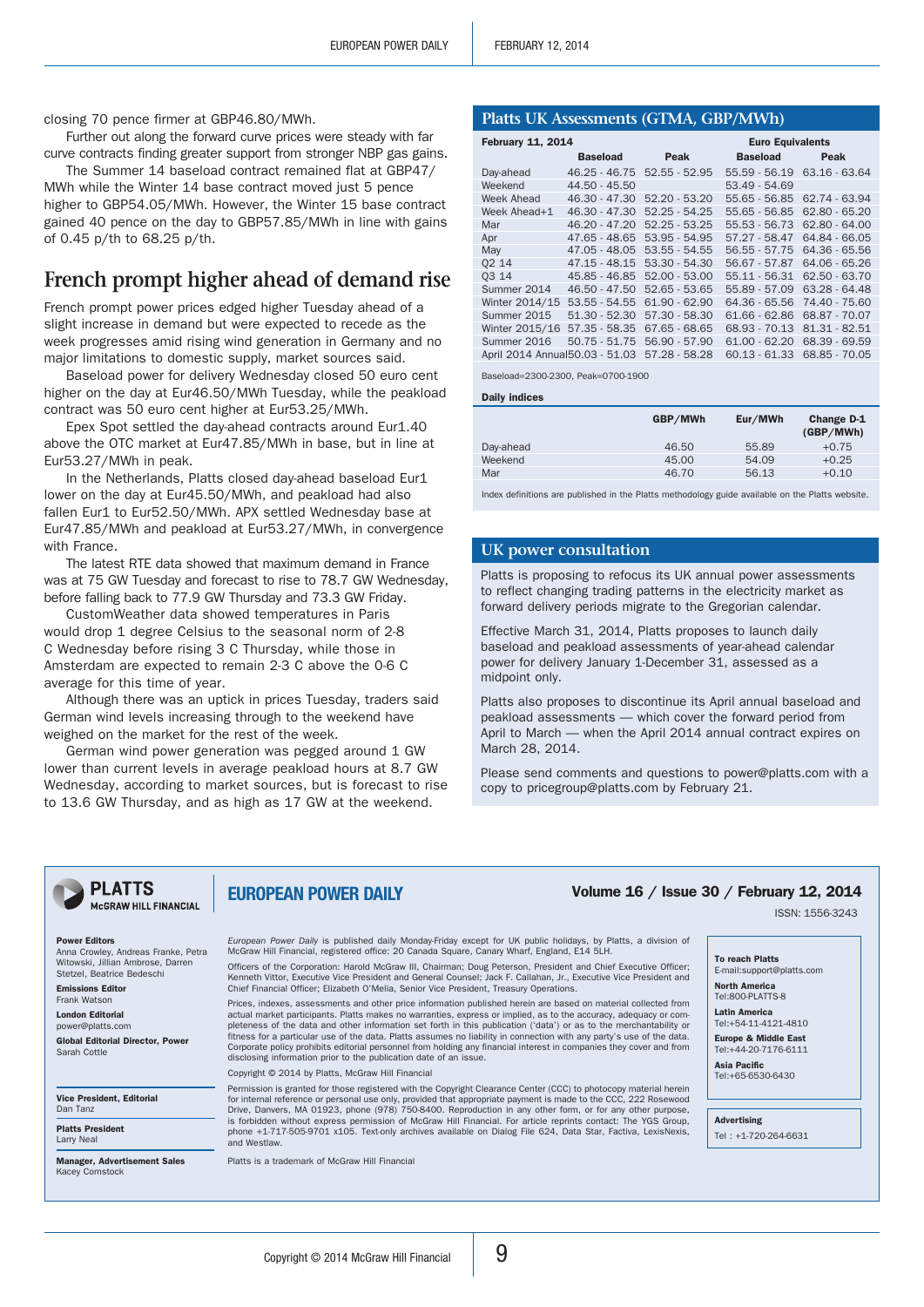closing 70 pence firmer at GBP46.80/MWh.

Further out along the forward curve prices were steady with far curve contracts finding greater support from stronger NBP gas gains.

The Summer 14 baseload contract remained flat at GBP47/MWh while the Winter 14 base contract moved just 5 pence higher to GBP54.05/MWh. However, the Winter 15 base contract gained 40 pence on the day to GBP57.85/MWh in line with gains of 0.45 p/th to 68.25 p/th.

## French prompt higher ahead of demand rise

French prompt power prices edged higher Tuesday ahead of a slight increase in demand but were expected to recede as the week progresses amid rising wind generation in Germany and no major limitations to domestic supply, market sources said.

Baseload power for delivery Wednesday closed 50 euro cent higher on the day at Eur46.50/MWh Tuesday, while the peakload contract was 50 euro cent higher at Eur53.25/MWh.

Epex Spot settled the day-ahead contracts around Eur1.40 above the OTC market at Eur47.85/MWh in base, but in line at Eur53.27/MWh in peak.

In the Netherlands, Platts closed day-ahead baseload Eur1 lower on the day at Eur45.50/MWh, and peakload had also fallen Eur1 to Eur52.50/MWh. APX settled Wednesday base at Eur47.85/MWh and peakload at Eur53.27/MWh, in convergence with France.

The latest RTE data showed that maximum demand in France was at 75 GW Tuesday and forecast to rise to 78.7 GW Wednesday, before falling back to 77.9 GW Thursday and 73.3 GW Friday.

CustomWeather data showed temperatures in Paris would drop 1 degree Celsius to the seasonal norm of 2-8 C Wednesday before rising 3 C Thursday, while those in Amsterdam are expected to remain 2-3 C above the 0-6 C average for this time of year.

Although there was an uptick in prices Tuesday, traders said German wind levels increasing through to the weekend have weighed on the market for the rest of the week.

German wind power generation was pegged around 1 GW lower than current levels in average peakload hours at 8.7 GW Wednesday, according to market sources, but is forecast to rise to 13.6 GW Thursday, and as high as 17 GW at the weekend.

## Platts UK Assessments (GTMA, GBP/MWh)

| February 11, 2014 | | | Euro Equivalents | |
|---|---|---|---|---|
| | Baseload | Peak | Baseload | Peak |
| Day-ahead | 46.25 - 46.75 | 52.55 - 52.95 | 55.59 - 56.19 | 63.16 - 63.64 |
| Weekend | 44.50 - 45.50 | | 53.49 - 54.69 | |
| Week Ahead | 46.30 - 47.30 | 52.20 - 53.20 | 55.65 - 56.85 | 62.74 - 63.94 |
| Week Ahead+1 | 46.30 - 47.30 | 52.25 - 54.25 | 55.65 - 56.85 | 62.80 - 65.20 |
| Mar | 46.20 - 47.20 | 52.25 - 53.25 | 55.53 - 56.73 | 62.80 - 64.00 |
| Apr | 47.65 - 48.65 | 53.95 - 54.95 | 57.27 - 58.47 | 64.84 - 66.05 |
| May | 47.05 - 48.05 | 53.55 - 54.55 | 56.55 - 57.75 | 64.36 - 65.56 |
| Q2 14 | 47.15 - 48.15 | 53.30 - 54.30 | 56.67 - 57.87 | 64.06 - 65.26 |
| Q3 14 | 45.85 - 46.85 | 52.00 - 53.00 | 55.11 - 56.31 | 62.50 - 63.70 |
| Summer 2014 | 46.50 - 47.50 | 52.65 - 53.65 | 55.89 - 57.09 | 63.28 - 64.48 |
| Winter 2014/15 | 53.55 - 54.55 | 61.90 - 62.90 | 64.36 - 65.56 | 74.40 - 75.60 |
| Summer 2015 | 51.30 - 52.30 | 57.30 - 58.30 | 61.66 - 62.86 | 68.87 - 70.07 |
| Winter 2015/16 | 57.35 - 58.35 | 67.65 - 68.65 | 68.93 - 70.13 | 81.31 - 82.51 |
| Summer 2016 | 50.75 - 51.75 | 56.90 - 57.90 | 61.00 - 62.20 | 68.39 - 69.59 |
| April 2014 Annual | 50.03 - 51.03 | 57.28 - 58.28 | 60.13 - 61.33 | 68.85 - 70.05 |

Baseload=2300-2300, Peak=0700-1900

**Daily indices**

| | GBP/MWh | Eur/MWh | Change D-1 (GBP/MWh) |
|---|---|---|---|
| Day-ahead | 46.50 | 55.89 | +0.75 |
| Weekend | 45.00 | 54.09 | +0.25 |
| Mar | 46.70 | 56.13 | +0.10 |

Index definitions are published in the Platts methodology guide available on the Platts website.

## UK power consultation

Platts is proposing to refocus its UK annual power assessments to reflect changing trading patterns in the electricity market as forward delivery periods migrate to the Gregorian calendar.

Effective March 31, 2014, Platts proposes to launch daily baseload and peakload assessments of year-ahead calendar power for delivery January 1-December 31, assessed as a midpoint only.

Platts also proposes to discontinue its April annual baseload and peakload assessments — which cover the forward period from April to March — when the April 2014 annual contract expires on March 28, 2014.

Please send comments and questions to power@platts.com with a copy to pricegroup@platts.com by February 21.

---

**PLATTS** McGRAW HILL FINANCIAL

**EUROPEAN POWER DAILY**

**Volume 16 / Issue 30 / February 12, 2014**

ISSN: 1556-3243

**Power Editors**
Anna Crowley, Andreas Franke, Petra Witowski, Jillian Ambrose, Darren Stetzel, Beatrice Bedeschi

**Emissions Editor**
Frank Watson

**London Editorial**
power@platts.com

**Global Editorial Director, Power**
Sarah Cottle

**Vice President, Editorial**
Dan Tanz

**Platts President**
Larry Neal

**Manager, Advertisement Sales**
Kacey Comstock

*European Power Daily* is published daily Monday-Friday except for UK public holidays, by Platts, a division of McGraw Hill Financial, registered office: 20 Canada Square, Canary Wharf, England, E14 5LH.

Officers of the Corporation: Harold McGraw III, Chairman; Doug Peterson, President and Chief Executive Officer; Kenneth Vittor, Executive Vice President and General Counsel; Jack F. Callahan, Jr., Executive Vice President and Chief Financial Officer; Elizabeth O'Melia, Senior Vice President, Treasury Operations.

Prices, indexes, assessments and other price information published herein are based on material collected from actual market participants. Platts makes no warranties, express or implied, as to the accuracy, adequacy or completeness of the data and other information set forth in this publication ('data') or as to the merchantability or fitness for a particular use of the data. Platts assumes no liability in connection with any party's use of the data. Corporate policy prohibits editorial personnel from holding any financial interest in companies they cover and from disclosing information prior to the publication date of an issue.

Copyright © 2014 by Platts, McGraw Hill Financial

Permission is granted for those registered with the Copyright Clearance Center (CCC) to photocopy material herein for internal reference or personal use only, provided that appropriate payment is made to the CCC, 222 Rosewood Drive, Danvers, MA 01923, phone (978) 750-8400. Reproduction in any other form, or for any other purpose, is forbidden without express permission of McGraw Hill Financial. For article reprints contact: The YGS Group, phone +1-717-505-9701 x105. Text-only archives available on Dialog File 624, Data Star, Factiva, LexisNexis, and Westlaw.

Platts is a trademark of McGraw Hill Financial

**To reach Platts**
E-mail:support@platts.com

**North America**
Tel:800-PLATTS-8

**Latin America**
Tel:+54-11-4121-4810

**Europe & Middle East**
Tel:+44-20-7176-6111

**Asia Pacific**
Tel:+65-6530-6430

**Advertising**
Tel : +1-720-264-6631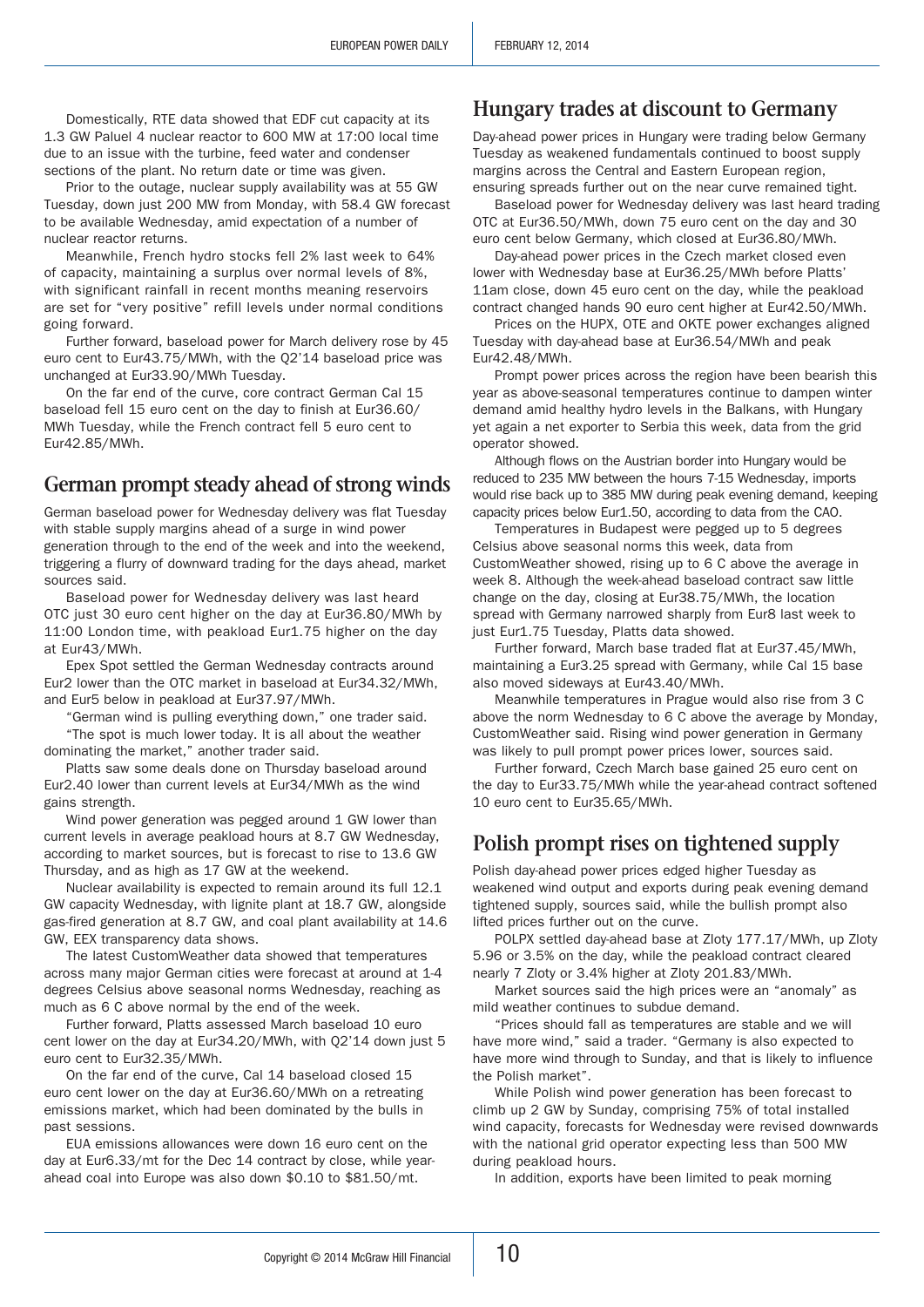Domestically, RTE data showed that EDF cut capacity at its 1.3 GW Paluel 4 nuclear reactor to 600 MW at 17:00 local time due to an issue with the turbine, feed water and condenser sections of the plant. No return date or time was given.

Prior to the outage, nuclear supply availability was at 55 GW Tuesday, down just 200 MW from Monday, with 58.4 GW forecast to be available Wednesday, amid expectation of a number of nuclear reactor returns.

Meanwhile, French hydro stocks fell 2% last week to 64% of capacity, maintaining a surplus over normal levels of 8%, with significant rainfall in recent months meaning reservoirs are set for "very positive" refill levels under normal conditions going forward.

Further forward, baseload power for March delivery rose by 45 euro cent to Eur43.75/MWh, with the Q2'14 baseload price was unchanged at Eur33.90/MWh Tuesday.

On the far end of the curve, core contract German Cal 15 baseload fell 15 euro cent on the day to finish at Eur36.60/MWh Tuesday, while the French contract fell 5 euro cent to Eur42.85/MWh.

## German prompt steady ahead of strong winds

German baseload power for Wednesday delivery was flat Tuesday with stable supply margins ahead of a surge in wind power generation through to the end of the week and into the weekend, triggering a flurry of downward trading for the days ahead, market sources said.

Baseload power for Wednesday delivery was last heard OTC just 30 euro cent higher on the day at Eur36.80/MWh by 11:00 London time, with peakload Eur1.75 higher on the day at Eur43/MWh.

Epex Spot settled the German Wednesday contracts around Eur2 lower than the OTC market in baseload at Eur34.32/MWh, and Eur5 below in peakload at Eur37.97/MWh.

"German wind is pulling everything down," one trader said.

"The spot is much lower today. It is all about the weather dominating the market," another trader said.

Platts saw some deals done on Thursday baseload around Eur2.40 lower than current levels at Eur34/MWh as the wind gains strength.

Wind power generation was pegged around 1 GW lower than current levels in average peakload hours at 8.7 GW Wednesday, according to market sources, but is forecast to rise to 13.6 GW Thursday, and as high as 17 GW at the weekend.

Nuclear availability is expected to remain around its full 12.1 GW capacity Wednesday, with lignite plant at 18.7 GW, alongside gas-fired generation at 8.7 GW, and coal plant availability at 14.6 GW, EEX transparency data shows.

The latest CustomWeather data showed that temperatures across many major German cities were forecast at around at 1-4 degrees Celsius above seasonal norms Wednesday, reaching as much as 6 C above normal by the end of the week.

Further forward, Platts assessed March baseload 10 euro cent lower on the day at Eur34.20/MWh, with Q2'14 down just 5 euro cent to Eur32.35/MWh.

On the far end of the curve, Cal 14 baseload closed 15 euro cent lower on the day at Eur36.60/MWh on a retreating emissions market, which had been dominated by the bulls in past sessions.

EUA emissions allowances were down 16 euro cent on the day at Eur6.33/mt for the Dec 14 contract by close, while year-ahead coal into Europe was also down $0.10 to $81.50/mt.

## Hungary trades at discount to Germany

Day-ahead power prices in Hungary were trading below Germany Tuesday as weakened fundamentals continued to boost supply margins across the Central and Eastern European region, ensuring spreads further out on the near curve remained tight.

Baseload power for Wednesday delivery was last heard trading OTC at Eur36.50/MWh, down 75 euro cent on the day and 30 euro cent below Germany, which closed at Eur36.80/MWh.

Day-ahead power prices in the Czech market closed even lower with Wednesday base at Eur36.25/MWh before Platts' 11am close, down 45 euro cent on the day, while the peakload contract changed hands 90 euro cent higher at Eur42.50/MWh.

Prices on the HUPX, OTE and OKTE power exchanges aligned Tuesday with day-ahead base at Eur36.54/MWh and peak Eur42.48/MWh.

Prompt power prices across the region have been bearish this year as above-seasonal temperatures continue to dampen winter demand amid healthy hydro levels in the Balkans, with Hungary yet again a net exporter to Serbia this week, data from the grid operator showed.

Although flows on the Austrian border into Hungary would be reduced to 235 MW between the hours 7-15 Wednesday, imports would rise back up to 385 MW during peak evening demand, keeping capacity prices below Eur1.50, according to data from the CAO.

Temperatures in Budapest were pegged up to 5 degrees Celsius above seasonal norms this week, data from CustomWeather showed, rising up to 6 C above the average in week 8. Although the week-ahead baseload contract saw little change on the day, closing at Eur38.75/MWh, the location spread with Germany narrowed sharply from Eur8 last week to just Eur1.75 Tuesday, Platts data showed.

Further forward, March base traded flat at Eur37.45/MWh, maintaining a Eur3.25 spread with Germany, while Cal 15 base also moved sideways at Eur43.40/MWh.

Meanwhile temperatures in Prague would also rise from 3 C above the norm Wednesday to 6 C above the average by Monday, CustomWeather said. Rising wind power generation in Germany was likely to pull prompt power prices lower, sources said.

Further forward, Czech March base gained 25 euro cent on the day to Eur33.75/MWh while the year-ahead contract softened 10 euro cent to Eur35.65/MWh.

## Polish prompt rises on tightened supply

Polish day-ahead power prices edged higher Tuesday as weakened wind output and exports during peak evening demand tightened supply, sources said, while the bullish prompt also lifted prices further out on the curve.

POLPX settled day-ahead base at Zloty 177.17/MWh, up Zloty 5.96 or 3.5% on the day, while the peakload contract cleared nearly 7 Zloty or 3.4% higher at Zloty 201.83/MWh.

Market sources said the high prices were an "anomaly" as mild weather continues to subdue demand.

"Prices should fall as temperatures are stable and we will have more wind," said a trader. "Germany is also expected to have more wind through to Sunday, and that is likely to influence the Polish market".

While Polish wind power generation has been forecast to climb up 2 GW by Sunday, comprising 75% of total installed wind capacity, forecasts for Wednesday were revised downwards with the national grid operator expecting less than 500 MW during peakload hours.

In addition, exports have been limited to peak morning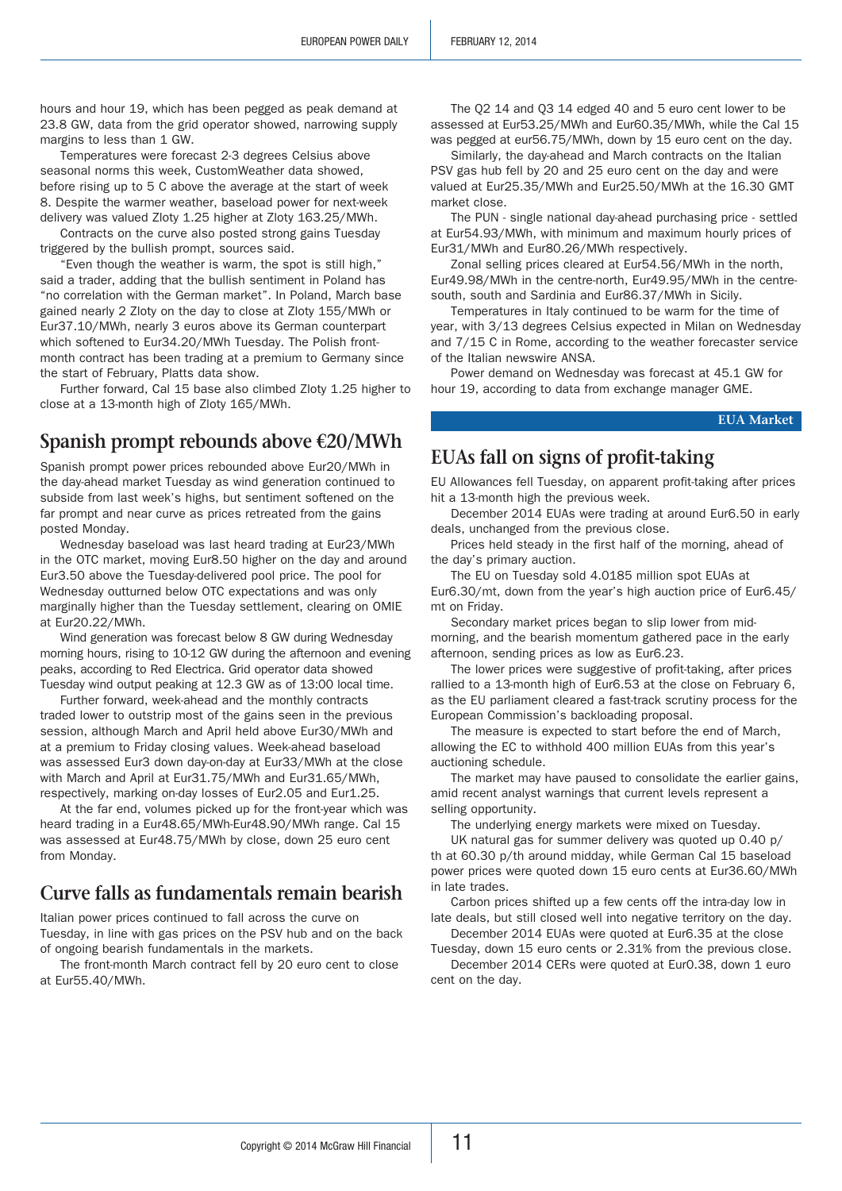hours and hour 19, which has been pegged as peak demand at 23.8 GW, data from the grid operator showed, narrowing supply margins to less than 1 GW.

Temperatures were forecast 2-3 degrees Celsius above seasonal norms this week, CustomWeather data showed, before rising up to 5 C above the average at the start of week 8. Despite the warmer weather, baseload power for next-week delivery was valued Zloty 1.25 higher at Zloty 163.25/MWh.

Contracts on the curve also posted strong gains Tuesday triggered by the bullish prompt, sources said.

"Even though the weather is warm, the spot is still high," said a trader, adding that the bullish sentiment in Poland has "no correlation with the German market". In Poland, March base gained nearly 2 Zloty on the day to close at Zloty 155/MWh or Eur37.10/MWh, nearly 3 euros above its German counterpart which softened to Eur34.20/MWh Tuesday. The Polish front-month contract has been trading at a premium to Germany since the start of February, Platts data show.

Further forward, Cal 15 base also climbed Zloty 1.25 higher to close at a 13-month high of Zloty 165/MWh.

## Spanish prompt rebounds above €20/MWh

Spanish prompt power prices rebounded above Eur20/MWh in the day-ahead market Tuesday as wind generation continued to subside from last week's highs, but sentiment softened on the far prompt and near curve as prices retreated from the gains posted Monday.

Wednesday baseload was last heard trading at Eur23/MWh in the OTC market, moving Eur8.50 higher on the day and around Eur3.50 above the Tuesday-delivered pool price. The pool for Wednesday outturned below OTC expectations and was only marginally higher than the Tuesday settlement, clearing on OMIE at Eur20.22/MWh.

Wind generation was forecast below 8 GW during Wednesday morning hours, rising to 10-12 GW during the afternoon and evening peaks, according to Red Electrica. Grid operator data showed Tuesday wind output peaking at 12.3 GW as of 13:00 local time.

Further forward, week-ahead and the monthly contracts traded lower to outstrip most of the gains seen in the previous session, although March and April held above Eur30/MWh and at a premium to Friday closing values. Week-ahead baseload was assessed Eur3 down day-on-day at Eur33/MWh at the close with March and April at Eur31.75/MWh and Eur31.65/MWh, respectively, marking on-day losses of Eur2.05 and Eur1.25.

At the far end, volumes picked up for the front-year which was heard trading in a Eur48.65/MWh-Eur48.90/MWh range. Cal 15 was assessed at Eur48.75/MWh by close, down 25 euro cent from Monday.

## Curve falls as fundamentals remain bearish

Italian power prices continued to fall across the curve on Tuesday, in line with gas prices on the PSV hub and on the back of ongoing bearish fundamentals in the markets.

The front-month March contract fell by 20 euro cent to close at Eur55.40/MWh.

The Q2 14 and Q3 14 edged 40 and 5 euro cent lower to be assessed at Eur53.25/MWh and Eur60.35/MWh, while the Cal 15 was pegged at eur56.75/MWh, down by 15 euro cent on the day.

Similarly, the day-ahead and March contracts on the Italian PSV gas hub fell by 20 and 25 euro cent on the day and were valued at Eur25.35/MWh and Eur25.50/MWh at the 16.30 GMT market close.

The PUN - single national day-ahead purchasing price - settled at Eur54.93/MWh, with minimum and maximum hourly prices of Eur31/MWh and Eur80.26/MWh respectively.

Zonal selling prices cleared at Eur54.56/MWh in the north, Eur49.98/MWh in the centre-north, Eur49.95/MWh in the centre-south, south and Sardinia and Eur86.37/MWh in Sicily.

Temperatures in Italy continued to be warm for the time of year, with 3/13 degrees Celsius expected in Milan on Wednesday and 7/15 C in Rome, according to the weather forecaster service of the Italian newswire ANSA.

Power demand on Wednesday was forecast at 45.1 GW for hour 19, according to data from exchange manager GME.

**EUA Market**

## EUAs fall on signs of profit-taking

EU Allowances fell Tuesday, on apparent profit-taking after prices hit a 13-month high the previous week.

December 2014 EUAs were trading at around Eur6.50 in early deals, unchanged from the previous close.

Prices held steady in the first half of the morning, ahead of the day's primary auction.

The EU on Tuesday sold 4.0185 million spot EUAs at Eur6.30/mt, down from the year's high auction price of Eur6.45/mt on Friday.

Secondary market prices began to slip lower from mid-morning, and the bearish momentum gathered pace in the early afternoon, sending prices as low as Eur6.23.

The lower prices were suggestive of profit-taking, after prices rallied to a 13-month high of Eur6.53 at the close on February 6, as the EU parliament cleared a fast-track scrutiny process for the European Commission's backloading proposal.

The measure is expected to start before the end of March, allowing the EC to withhold 400 million EUAs from this year's auctioning schedule.

The market may have paused to consolidate the earlier gains, amid recent analyst warnings that current levels represent a selling opportunity.

The underlying energy markets were mixed on Tuesday.

UK natural gas for summer delivery was quoted up 0.40 p/th at 60.30 p/th around midday, while German Cal 15 baseload power prices were quoted down 15 euro cents at Eur36.60/MWh in late trades.

Carbon prices shifted up a few cents off the intra-day low in late deals, but still closed well into negative territory on the day.

December 2014 EUAs were quoted at Eur6.35 at the close Tuesday, down 15 euro cents or 2.31% from the previous close.

December 2014 CERs were quoted at Eur0.38, down 1 euro cent on the day.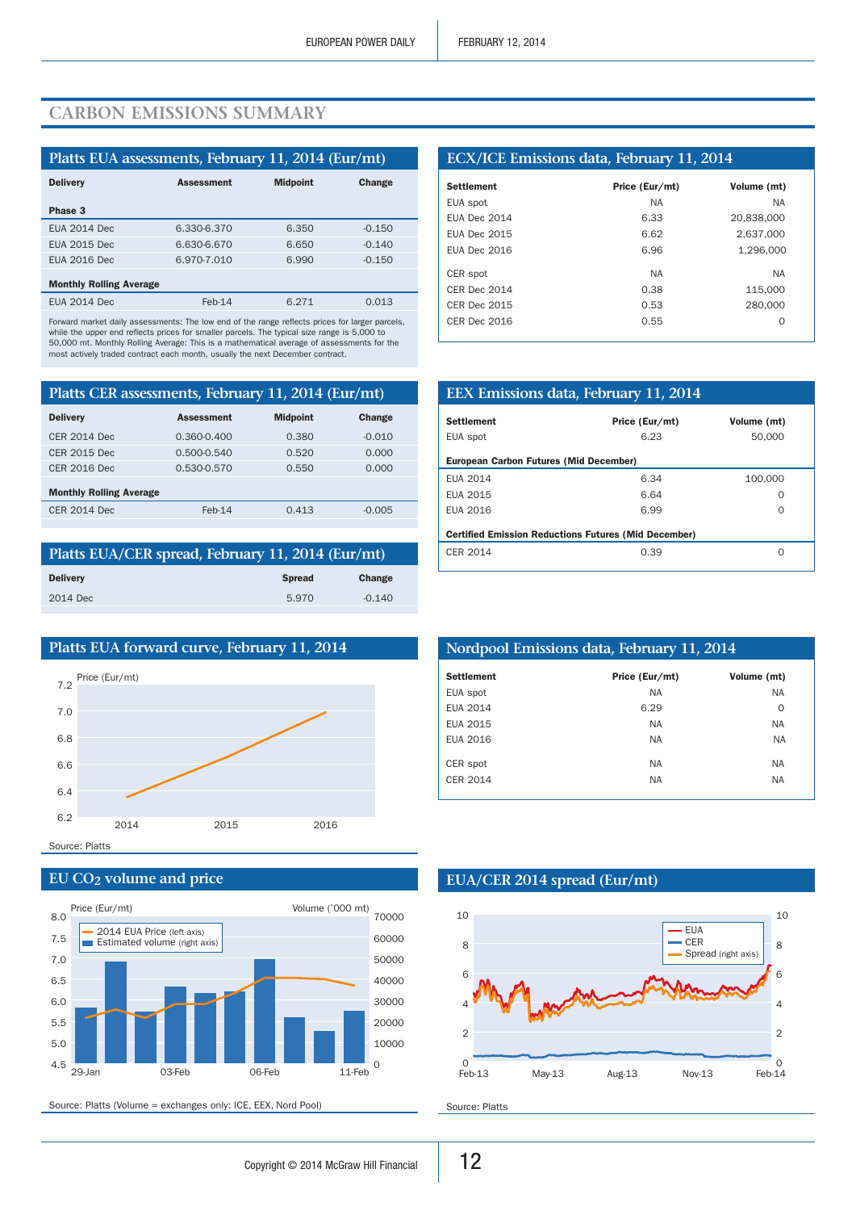# CARBON EMISSIONS SUMMARY

## Platts EUA assessments, February 11, 2014 (Eur/mt)

| Delivery | Assessment | Midpoint | Change |
|---|---|---|---|
| **Phase 3** | | | |
| EUA 2014 Dec | 6.330-6.370 | 6.350 | -0.150 |
| EUA 2015 Dec | 6.630-6.670 | 6.650 | -0.140 |
| EUA 2016 Dec | 6.970-7.010 | 6.990 | -0.150 |
| **Monthly Rolling Average** | | | |
| EUA 2014 Dec | Feb-14 | 6.271 | 0.013 |

Forward market daily assessments: The low end of the range reflects prices for larger parcels, while the upper end reflects prices for smaller parcels. The typical size range is 5,000 to 50,000 mt. Monthly Rolling Average: This is a mathematical average of assessments for the most actively traded contract each month, usually the next December contract.

## Platts CER assessments, February 11, 2014 (Eur/mt)

| Delivery | Assessment | Midpoint | Change |
|---|---|---|---|
| CER 2014 Dec | 0.360-0.400 | 0.380 | -0.010 |
| CER 2015 Dec | 0.500-0.540 | 0.520 | 0.000 |
| CER 2016 Dec | 0.530-0.570 | 0.550 | 0.000 |
| **Monthly Rolling Average** | | | |
| CER 2014 Dec | Feb-14 | 0.413 | -0.005 |

## Platts EUA/CER spread, February 11, 2014 (Eur/mt)

| Delivery | Spread | Change |
|---|---|---|
| 2014 Dec | 5.970 | -0.140 |

## Platts EUA forward curve, February 11, 2014

Source: Platts

## EU $CO_2$ volume and price

Source: Platts (Volume = exchanges only: ICE, EEX, Nord Pool)

## ECX/ICE Emissions data, February 11, 2014

| Settlement | Price (Eur/mt) | Volume (mt) |
|---|---|---|
| EUA spot | NA | NA |
| EUA Dec 2014 | 6.33 | 20,838,000 |
| EUA Dec 2015 | 6.62 | 2,637,000 |
| EUA Dec 2016 | 6.96 | 1,296,000 |
| CER spot | NA | NA |
| CER Dec 2014 | 0.38 | 115,000 |
| CER Dec 2015 | 0.53 | 280,000 |
| CER Dec 2016 | 0.55 | 0 |

## EEX Emissions data, February 11, 2014

| Settlement | Price (Eur/mt) | Volume (mt) |
|---|---|---|
| EUA spot | 6.23 | 50,000 |
| **European Carbon Futures (Mid December)** | | |
| EUA 2014 | 6.34 | 100,000 |
| EUA 2015 | 6.64 | 0 |
| EUA 2016 | 6.99 | 0 |
| **Certified Emission Reductions Futures (Mid December)** | | |
| CER 2014 | 0.39 | 0 |

## Nordpool Emissions data, February 11, 2014

| Settlement | Price (Eur/mt) | Volume (mt) |
|---|---|---|
| EUA spot | NA | NA |
| EUA 2014 | 6.29 | 0 |
| EUA 2015 | NA | NA |
| EUA 2016 | NA | NA |
| CER spot | NA | NA |
| CER 2014 | NA | NA |

## EUA/CER 2014 spread (Eur/mt)

Source: Platts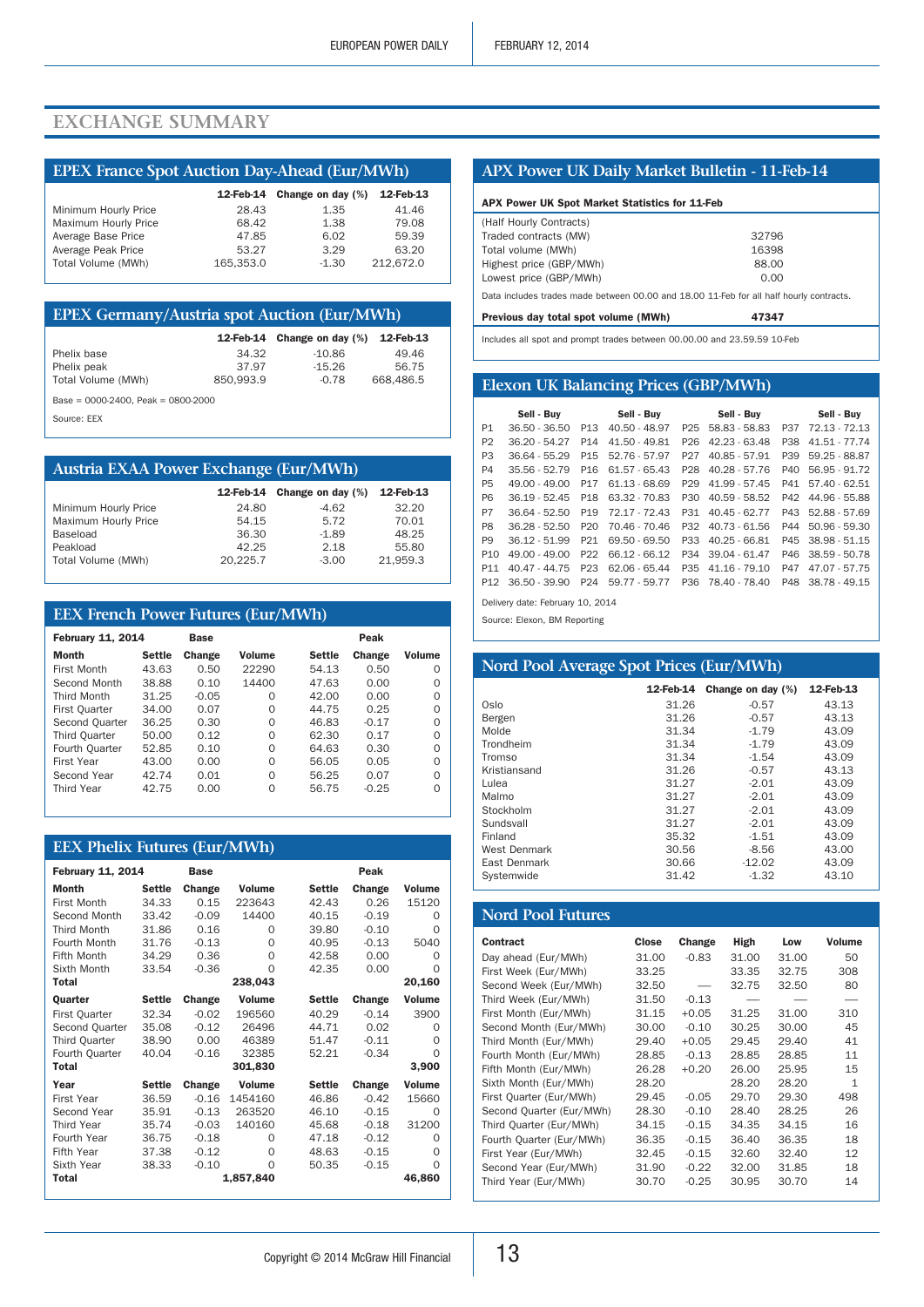# EXCHANGE SUMMARY

## EPEX France Spot Auction Day-Ahead (Eur/MWh)

| | 12-Feb-14 | Change on day (%) | 12-Feb-13 |
|---|---|---|---|
| Minimum Hourly Price | 28.43 | 1.35 | 41.46 |
| Maximum Hourly Price | 68.42 | 1.38 | 79.08 |
| Average Base Price | 47.85 | 6.02 | 59.39 |
| Average Peak Price | 53.27 | 3.29 | 63.20 |
| Total Volume (MWh) | 165,353.0 | -1.30 | 212,672.0 |

## EPEX Germany/Austria spot Auction (Eur/MWh)

| | 12-Feb-14 | Change on day (%) | 12-Feb-13 |
|---|---|---|---|
| Phelix base | 34.32 | -10.86 | 49.46 |
| Phelix peak | 37.97 | -15.26 | 56.75 |
| Total Volume (MWh) | 850,993.9 | -0.78 | 668,486.5 |

Base = 0000-2400, Peak = 0800-2000

Source: EEX

## Austria EXAA Power Exchange (Eur/MWh)

| | 12-Feb-14 | Change on day (%) | 12-Feb-13 |
|---|---|---|---|
| Minimum Hourly Price | 24.80 | -4.62 | 32.20 |
| Maximum Hourly Price | 54.15 | 5.72 | 70.01 |
| Baseload | 36.30 | -1.89 | 48.25 |
| Peakload | 42.25 | 2.18 | 55.80 |
| Total Volume (MWh) | 20,225.7 | -3.00 | 21,959.3 |

## EEX French Power Futures (Eur/MWh)

| February 11, 2014 | Base | | | Peak | | |
|---|---|---|---|---|---|---|
| Month | Settle | Change | Volume | Settle | Change | Volume |
| First Month | 43.63 | 0.50 | 22290 | 54.13 | 0.50 | 0 |
| Second Month | 38.88 | 0.10 | 14400 | 47.63 | 0.00 | 0 |
| Third Month | 31.25 | -0.05 | 0 | 42.00 | 0.00 | 0 |
| First Quarter | 34.00 | 0.07 | 0 | 44.75 | 0.25 | 0 |
| Second Quarter | 36.25 | 0.30 | 0 | 46.83 | -0.17 | 0 |
| Third Quarter | 50.00 | 0.12 | 0 | 62.30 | 0.17 | 0 |
| Fourth Quarter | 52.85 | 0.10 | 0 | 64.63 | 0.30 | 0 |
| First Year | 43.00 | 0.00 | 0 | 56.05 | 0.05 | 0 |
| Second Year | 42.74 | 0.01 | 0 | 56.25 | 0.07 | 0 |
| Third Year | 42.75 | 0.00 | 0 | 56.75 | -0.25 | 0 |

## EEX Phelix Futures (Eur/MWh)

| February 11, 2014 | Base | | | Peak | | |
|---|---|---|---|---|---|---|
| Month | Settle | Change | Volume | Settle | Change | Volume |
| First Month | 34.33 | 0.15 | 223643 | 42.43 | 0.26 | 15120 |
| Second Month | 33.42 | -0.09 | 14400 | 40.15 | -0.19 | 0 |
| Third Month | 31.86 | 0.16 | 0 | 39.80 | -0.10 | 0 |
| Fourth Month | 31.76 | -0.13 | 0 | 40.95 | -0.13 | 5040 |
| Fifth Month | 34.29 | 0.36 | 0 | 42.58 | 0.00 | 0 |
| Sixth Month | 33.54 | -0.36 | 0 | 42.35 | 0.00 | 0 |
| **Total** | | | **238,043** | | | **20,160** |
| **Quarter** | **Settle** | **Change** | **Volume** | **Settle** | **Change** | **Volume** |
| First Quarter | 32.34 | -0.02 | 196560 | 40.29 | -0.14 | 3900 |
| Second Quarter | 35.08 | -0.12 | 26496 | 44.71 | 0.02 | 0 |
| Third Quarter | 38.90 | 0.00 | 46389 | 51.47 | -0.11 | 0 |
| Fourth Quarter | 40.04 | -0.16 | 32385 | 52.21 | -0.34 | 0 |
| **Total** | | | **301,830** | | | **3,900** |
| **Year** | **Settle** | **Change** | **Volume** | **Settle** | **Change** | **Volume** |
| First Year | 36.59 | -0.16 | 1454160 | 46.86 | -0.42 | 15660 |
| Second Year | 35.91 | -0.13 | 263520 | 46.10 | -0.15 | 0 |
| Third Year | 35.74 | -0.03 | 140160 | 45.68 | -0.18 | 31200 |
| Fourth Year | 36.75 | -0.18 | 0 | 47.18 | -0.12 | 0 |
| Fifth Year | 37.38 | -0.12 | 0 | 48.63 | -0.15 | 0 |
| Sixth Year | 38.33 | -0.10 | 0 | 50.35 | -0.15 | 0 |
| **Total** | | | **1,857,840** | | | **46,860** |

## APX Power UK Daily Market Bulletin - 11-Feb-14

**APX Power UK Spot Market Statistics for 11-Feb**

| (Half Hourly Contracts) | |
|---|---|
| Traded contracts (MW) | 32796 |
| Total volume (MWh) | 16398 |
| Highest price (GBP/MWh) | 88.00 |
| Lowest price (GBP/MWh) | 0.00 |

Data includes trades made between 00.00 and 18.00 11-Feb for all half hourly contracts.

**Previous day total spot volume (MWh)** **47347**

Includes all spot and prompt trades between 00.00.00 and 23.59.59 10-Feb

## Elexon UK Balancing Prices (GBP/MWh)

| | Sell - Buy | | Sell - Buy | | Sell - Buy | | Sell - Buy |
|---|---|---|---|---|---|---|---|
| P1 | 36.50 - 36.50 | P13 | 40.50 - 48.97 | P25 | 58.83 - 58.83 | P37 | 72.13 - 72.13 |
| P2 | 36.20 - 54.27 | P14 | 41.50 - 49.81 | P26 | 42.23 - 63.48 | P38 | 41.51 - 77.74 |
| P3 | 36.64 - 55.29 | P15 | 52.76 - 57.97 | P27 | 40.85 - 57.91 | P39 | 59.25 - 88.87 |
| P4 | 35.56 - 52.79 | P16 | 61.57 - 65.43 | P28 | 40.28 - 57.76 | P40 | 56.95 - 91.72 |
| P5 | 49.00 - 49.00 | P17 | 61.13 - 68.69 | P29 | 41.99 - 57.45 | P41 | 57.40 - 62.51 |
| P6 | 36.19 - 52.45 | P18 | 63.32 - 70.83 | P30 | 40.59 - 58.52 | P42 | 44.96 - 55.88 |
| P7 | 36.64 - 52.50 | P19 | 72.17 - 72.43 | P31 | 40.45 - 62.77 | P43 | 52.88 - 57.69 |
| P8 | 36.28 - 52.50 | P20 | 70.46 - 70.46 | P32 | 40.73 - 61.56 | P44 | 50.96 - 59.30 |
| P9 | 36.12 - 51.99 | P21 | 69.50 - 69.50 | P33 | 40.25 - 66.81 | P45 | 38.98 - 51.15 |
| P10 | 49.00 - 49.00 | P22 | 66.12 - 66.12 | P34 | 39.04 - 61.47 | P46 | 38.59 - 50.78 |
| P11 | 40.47 - 44.75 | P23 | 62.06 - 65.44 | P35 | 41.16 - 79.10 | P47 | 47.07 - 57.75 |
| P12 | 36.50 - 39.90 | P24 | 59.77 - 59.77 | P36 | 78.40 - 78.40 | P48 | 38.78 - 49.15 |

Delivery date: February 10, 2014

Source: Elexon, BM Reporting

## Nord Pool Average Spot Prices (Eur/MWh)

| | 12-Feb-14 | Change on day (%) | 12-Feb-13 |
|---|---|---|---|
| Oslo | 31.26 | -0.57 | 43.13 |
| Bergen | 31.26 | -0.57 | 43.13 |
| Molde | 31.34 | -1.79 | 43.09 |
| Trondheim | 31.34 | -1.79 | 43.09 |
| Tromso | 31.34 | -1.54 | 43.09 |
| Kristiansand | 31.26 | -0.57 | 43.13 |
| Lulea | 31.27 | -2.01 | 43.09 |
| Malmo | 31.27 | -2.01 | 43.09 |
| Stockholm | 31.27 | -2.01 | 43.09 |
| Sundsvall | 31.27 | -2.01 | 43.09 |
| Finland | 35.32 | -1.51 | 43.09 |
| West Denmark | 30.56 | -8.56 | 43.00 |
| East Denmark | 30.66 | -12.02 | 43.09 |
| Systemwide | 31.42 | -1.32 | 43.10 |

## Nord Pool Futures

| Contract | Close | Change | High | Low | Volume |
|---|---|---|---|---|---|
| Day ahead (Eur/MWh) | 31.00 | -0.83 | 31.00 | 31.00 | 50 |
| First Week (Eur/MWh) | 33.25 | | 33.35 | 32.75 | 308 |
| Second Week (Eur/MWh) | 32.50 | — | 32.75 | 32.50 | 80 |
| Third Week (Eur/MWh) | 31.50 | -0.13 | — | — | — |
| First Month (Eur/MWh) | 31.15 | +0.05 | 31.25 | 31.00 | 310 |
| Second Month (Eur/MWh) | 30.00 | -0.10 | 30.25 | 30.00 | 45 |
| Third Month (Eur/MWh) | 29.40 | +0.05 | 29.45 | 29.40 | 41 |
| Fourth Month (Eur/MWh) | 28.85 | -0.13 | 28.85 | 28.85 | 11 |
| Fifth Month (Eur/MWh) | 26.28 | +0.20 | 26.00 | 25.95 | 15 |
| Sixth Month (Eur/MWh) | 28.20 | | 28.20 | 28.20 | 1 |
| First Quarter (Eur/MWh) | 29.45 | -0.05 | 29.70 | 29.30 | 498 |
| Second Quarter (Eur/MWh) | 28.30 | -0.10 | 28.40 | 28.25 | 26 |
| Third Quarter (Eur/MWh) | 34.15 | -0.15 | 34.35 | 34.15 | 16 |
| Fourth Quarter (Eur/MWh) | 36.35 | -0.15 | 36.40 | 36.35 | 18 |
| First Year (Eur/MWh) | 32.45 | -0.15 | 32.60 | 32.40 | 12 |
| Second Year (Eur/MWh) | 31.90 | -0.22 | 32.00 | 31.85 | 18 |
| Third Year (Eur/MWh) | 30.70 | -0.25 | 30.95 | 30.70 | 14 |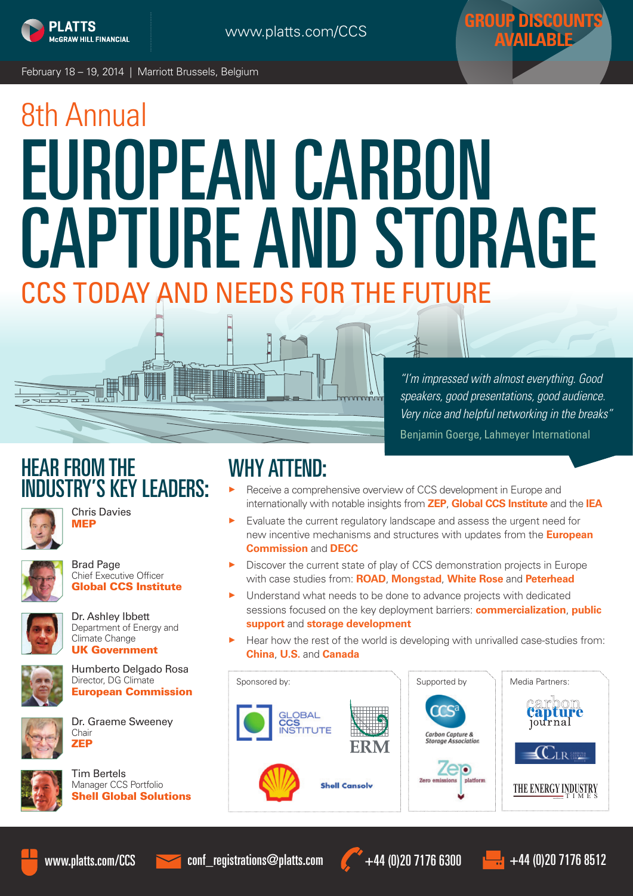PLATTS
McGRAW HILL FINANCIAL

www.platts.com/CCS

GROUP DISCOUNTS AVAILABLE

February 18 – 19, 2014 | Marriott Brussels, Belgium

8th Annual

# EUROPEAN CARBON CAPTURE AND STORAGE

## CCS TODAY AND NEEDS FOR THE FUTURE

*"I'm impressed with almost everything. Good speakers, good presentations, good audience. Very nice and helpful networking in the breaks"*

Benjamin Goerge, Lahmeyer International

## HEAR FROM THE INDUSTRY'S KEY LEADERS:

Chris Davies
**MEP**

Brad Page
Chief Executive Officer
**Global CCS Institute**

Dr. Ashley Ibbett
Department of Energy and Climate Change
**UK Government**

Humberto Delgado Rosa
Director, DG Climate
**European Commission**

Dr. Graeme Sweeney
Chair
**ZEP**

Tim Bertels
Manager CCS Portfolio
**Shell Global Solutions**

## WHY ATTEND:

- Receive a comprehensive overview of CCS development in Europe and internationally with notable insights from **ZEP**, **Global CCS Institute** and the **IEA**
- Evaluate the current regulatory landscape and assess the urgent need for new incentive mechanisms and structures with updates from the **European Commission** and **DECC**
- Discover the current state of play of CCS demonstration projects in Europe with case studies from: **ROAD**, **Mongstad**, **White Rose** and **Peterhead**
- Understand what needs to be done to advance projects with dedicated sessions focused on the key deployment barriers: **commercialization**, **public support** and **storage development**
- Hear how the rest of the world is developing with unrivalled case-studies from: **China**, **U.S.** and **Canada**

Sponsored by: GLOBAL CCS INSTITUTE, ERM, Shell, Shell Cansolv

Supported by: CCSA Carbon Capture & Storage Association, ZEP Zero emissions platform

Media Partners: carbon capture journal, CLR, THE ENERGY INDUSTRY TIMES

www.platts.com/CCS | conf_registrations@platts.com | +44 (0)20 7176 6300 | +44 (0)20 7176 8512